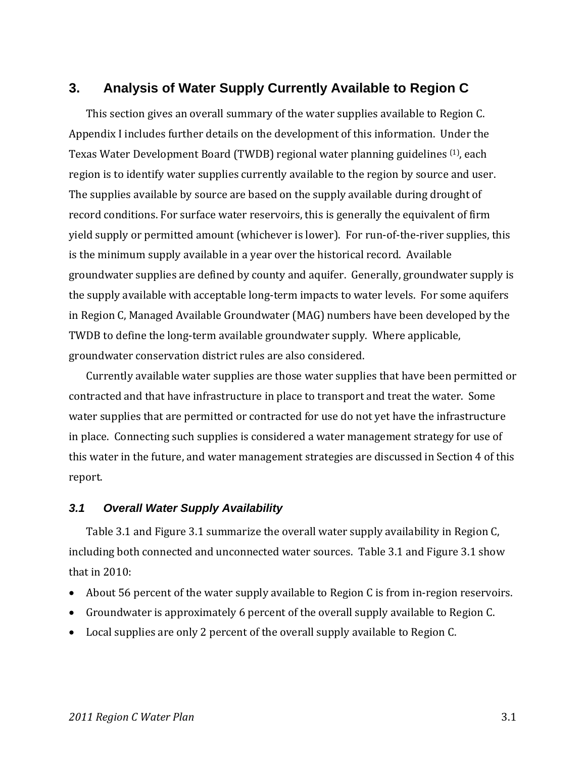# 3. Analysis of Water Supply Currently Available to Region C

This section gives an overall summary of the water supplies available to Region C. Appendix I includes further details on the development of this information. Under the Texas Water Development Board (TWDB) regional water planning guidelines [(1)], each region is to identify water supplies currently available to the region by source and user. The supplies available by source are based on the supply available during drought of record conditions. For surface water reservoirs, this is generally the equivalent of firm yield supply or permitted amount (whichever is lower). For run-of-the-river supplies, this is the minimum supply available in a year over the historical record. Available groundwater supplies are defined by county and aquifer. Generally, groundwater supply is the supply available with acceptable long-term impacts to water levels. For some aquifers in Region C, Managed Available Groundwater (MAG) numbers have been developed by the TWDB to define the long-term available groundwater supply. Where applicable, groundwater conservation district rules are also considered.

Currently available water supplies are those water supplies that have been permitted or contracted and that have infrastructure in place to transport and treat the water. Some water supplies that are permitted or contracted for use do not yet have the infrastructure in place. Connecting such supplies is considered a water management strategy for use of this water in the future, and water management strategies are discussed in Section 4 of this report.

## *3.1 Overall Water Supply Availability*

Table 3.1 and Figure 3.1 summarize the overall water supply availability in Region C, including both connected and unconnected water sources. Table 3.1 and Figure 3.1 show that in 2010:

- About 56 percent of the water supply available to Region C is from in-region reservoirs.
- Groundwater is approximately 6 percent of the overall supply available to Region C.
- Local supplies are only 2 percent of the overall supply available to Region C.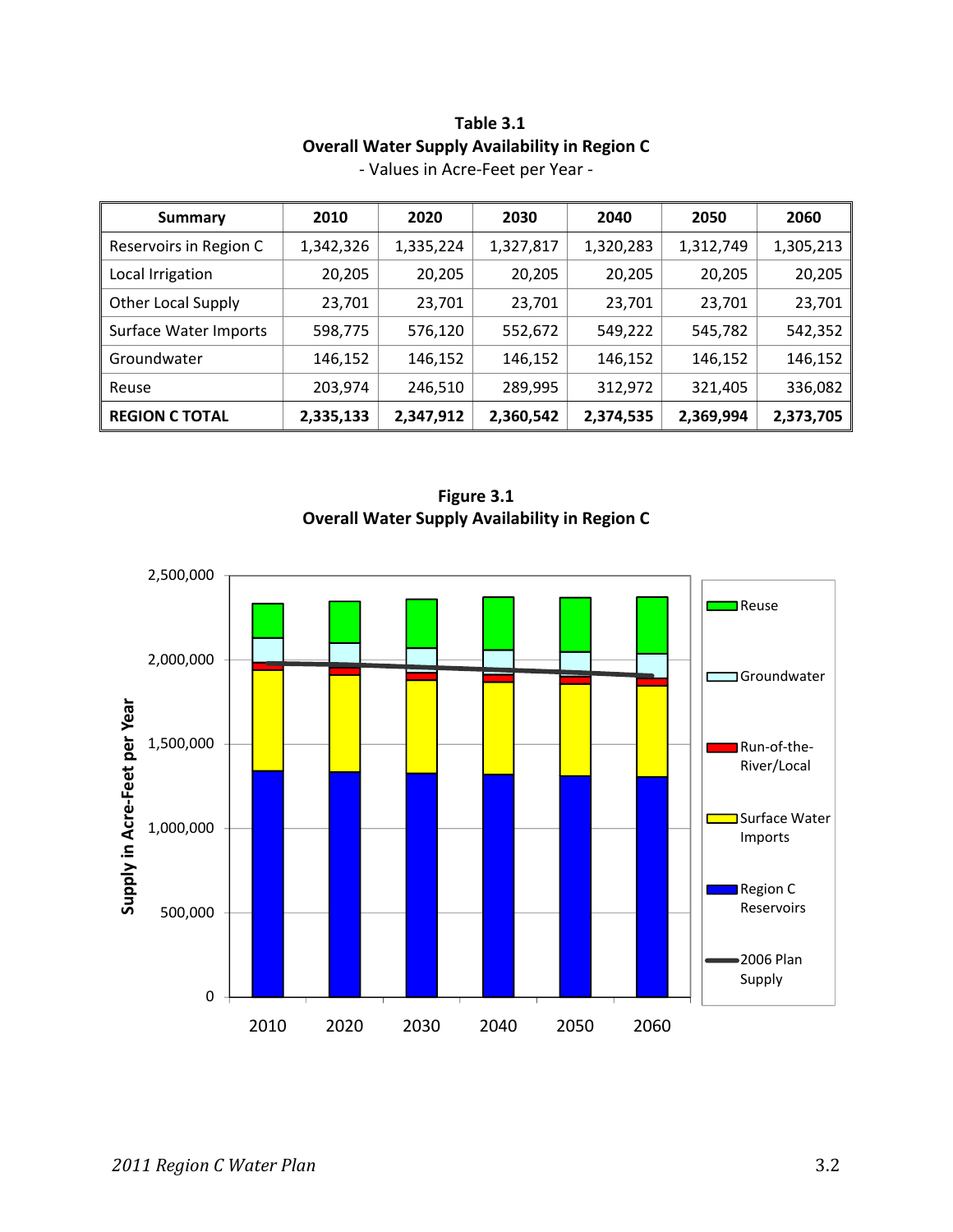**Table 3.1**
**Overall Water Supply Availability in Region C**
- Values in Acre-Feet per Year -

| Summary | 2010 | 2020 | 2030 | 2040 | 2050 | 2060 |
|---|---|---|---|---|---|---|
| Reservoirs in Region C | 1,342,326 | 1,335,224 | 1,327,817 | 1,320,283 | 1,312,749 | 1,305,213 |
| Local Irrigation | 20,205 | 20,205 | 20,205 | 20,205 | 20,205 | 20,205 |
| Other Local Supply | 23,701 | 23,701 | 23,701 | 23,701 | 23,701 | 23,701 |
| Surface Water Imports | 598,775 | 576,120 | 552,672 | 549,222 | 545,782 | 542,352 |
| Groundwater | 146,152 | 146,152 | 146,152 | 146,152 | 146,152 | 146,152 |
| Reuse | 203,974 | 246,510 | 289,995 | 312,972 | 321,405 | 336,082 |
| **REGION C TOTAL** | **2,335,133** | **2,347,912** | **2,360,542** | **2,374,535** | **2,369,994** | **2,373,705** |

**Figure 3.1**
**Overall Water Supply Availability in Region C**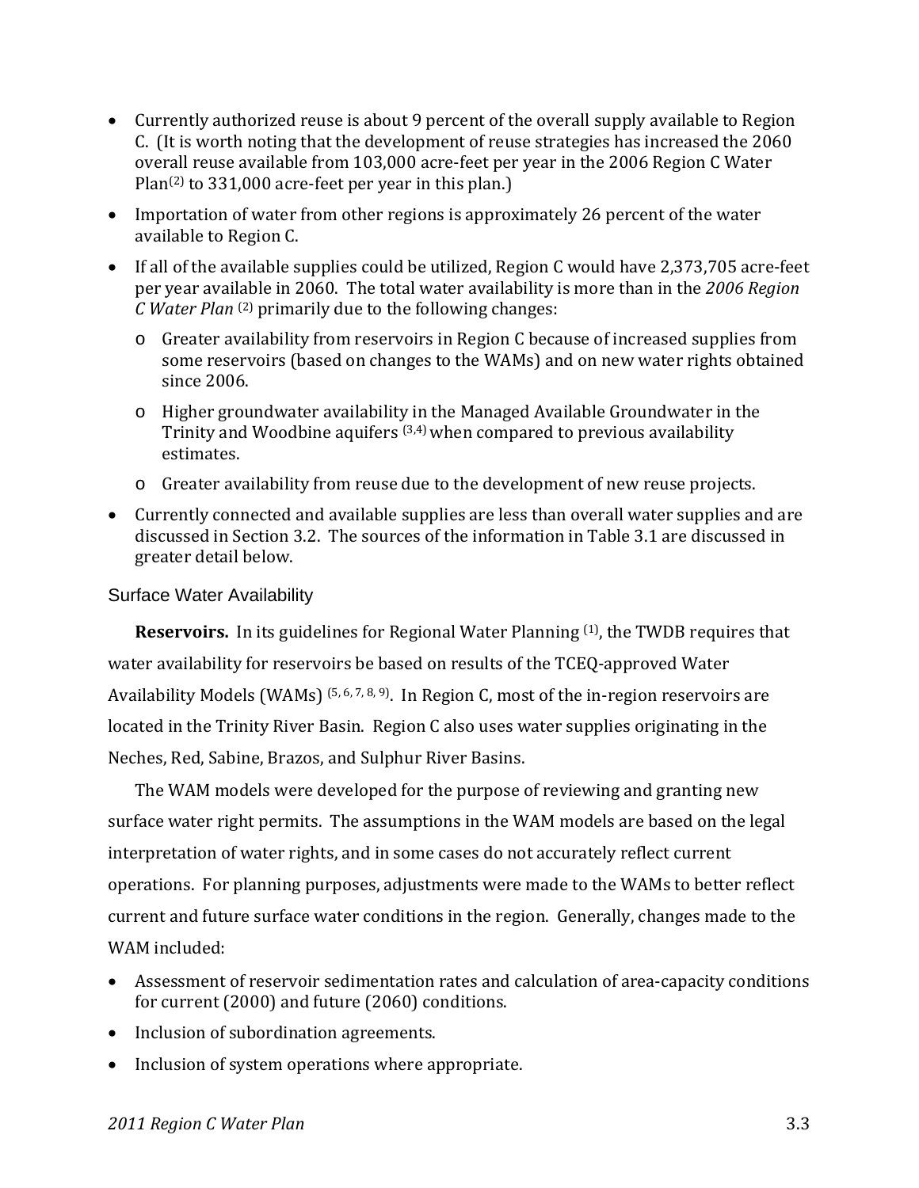- Currently authorized reuse is about 9 percent of the overall supply available to Region C. (It is worth noting that the development of reuse strategies has increased the 2060 overall reuse available from 103,000 acre-feet per year in the 2006 Region C Water Plan[2] to 331,000 acre-feet per year in this plan.)
- Importation of water from other regions is approximately 26 percent of the water available to Region C.
- If all of the available supplies could be utilized, Region C would have 2,373,705 acre-feet per year available in 2060. The total water availability is more than in the *2006 Region C Water Plan* [2] primarily due to the following changes:
  - Greater availability from reservoirs in Region C because of increased supplies from some reservoirs (based on changes to the WAMs) and on new water rights obtained since 2006.
  - Higher groundwater availability in the Managed Available Groundwater in the Trinity and Woodbine aquifers [3,4] when compared to previous availability estimates.
  - Greater availability from reuse due to the development of new reuse projects.
- Currently connected and available supplies are less than overall water supplies and are discussed in Section 3.2. The sources of the information in Table 3.1 are discussed in greater detail below.

### Surface Water Availability

**Reservoirs.** In its guidelines for Regional Water Planning [1], the TWDB requires that water availability for reservoirs be based on results of the TCEQ-approved Water Availability Models (WAMs) [5, 6, 7, 8, 9]. In Region C, most of the in-region reservoirs are located in the Trinity River Basin. Region C also uses water supplies originating in the Neches, Red, Sabine, Brazos, and Sulphur River Basins.

The WAM models were developed for the purpose of reviewing and granting new surface water right permits. The assumptions in the WAM models are based on the legal interpretation of water rights, and in some cases do not accurately reflect current operations. For planning purposes, adjustments were made to the WAMs to better reflect current and future surface water conditions in the region. Generally, changes made to the WAM included:

- Assessment of reservoir sedimentation rates and calculation of area-capacity conditions for current (2000) and future (2060) conditions.
- Inclusion of subordination agreements.
- Inclusion of system operations where appropriate.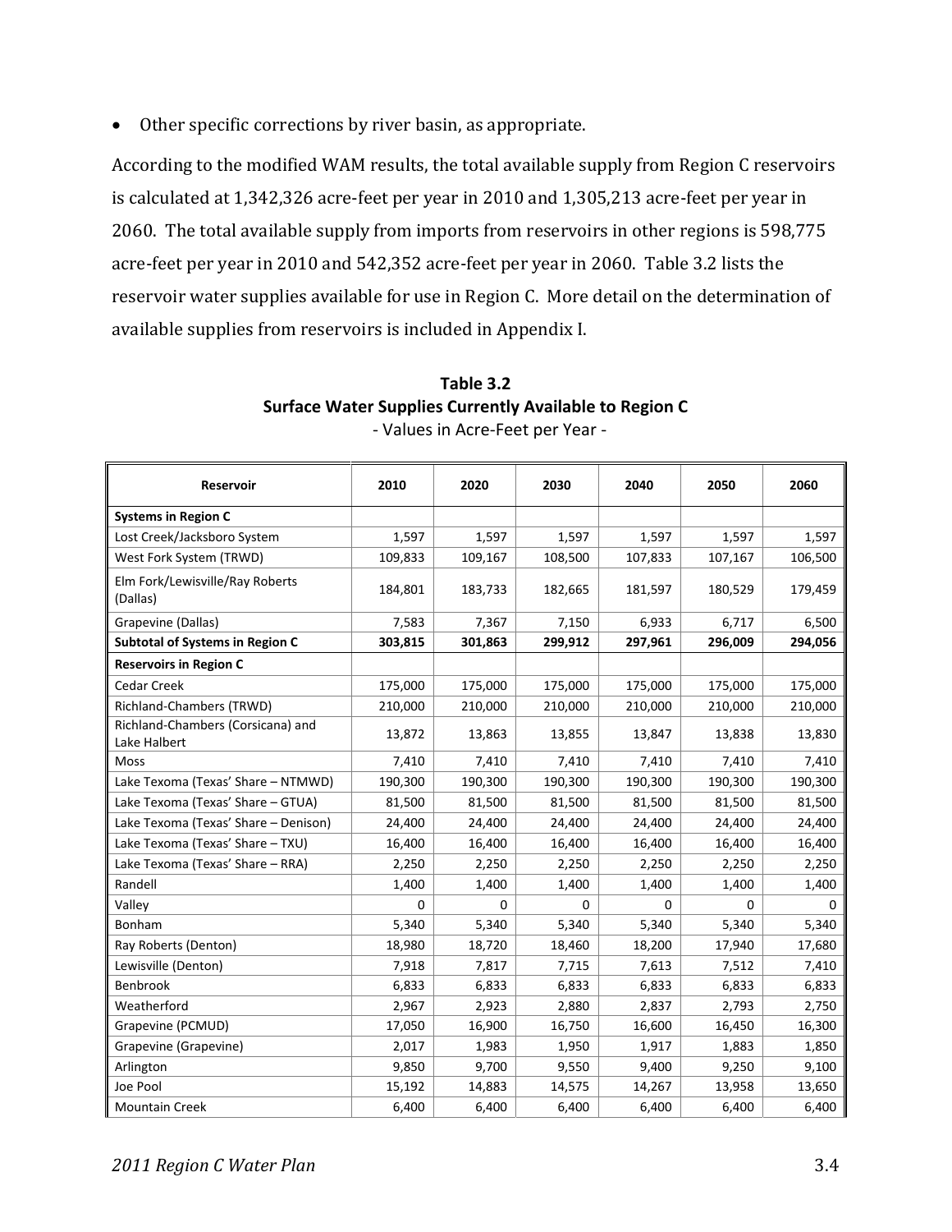- Other specific corrections by river basin, as appropriate.

According to the modified WAM results, the total available supply from Region C reservoirs is calculated at 1,342,326 acre-feet per year in 2010 and 1,305,213 acre-feet per year in 2060. The total available supply from imports from reservoirs in other regions is 598,775 acre-feet per year in 2010 and 542,352 acre-feet per year in 2060. Table 3.2 lists the reservoir water supplies available for use in Region C. More detail on the determination of available supplies from reservoirs is included in Appendix I.

**Table 3.2**
**Surface Water Supplies Currently Available to Region C**
- Values in Acre-Feet per Year -

| Reservoir | 2010 | 2020 | 2030 | 2040 | 2050 | 2060 |
|---|---|---|---|---|---|---|
| **Systems in Region C** | | | | | | |
| Lost Creek/Jacksboro System | 1,597 | 1,597 | 1,597 | 1,597 | 1,597 | 1,597 |
| West Fork System (TRWD) | 109,833 | 109,167 | 108,500 | 107,833 | 107,167 | 106,500 |
| Elm Fork/Lewisville/Ray Roberts (Dallas) | 184,801 | 183,733 | 182,665 | 181,597 | 180,529 | 179,459 |
| Grapevine (Dallas) | 7,583 | 7,367 | 7,150 | 6,933 | 6,717 | 6,500 |
| **Subtotal of Systems in Region C** | **303,815** | **301,863** | **299,912** | **297,961** | **296,009** | **294,056** |
| **Reservoirs in Region C** | | | | | | |
| Cedar Creek | 175,000 | 175,000 | 175,000 | 175,000 | 175,000 | 175,000 |
| Richland-Chambers (TRWD) | 210,000 | 210,000 | 210,000 | 210,000 | 210,000 | 210,000 |
| Richland-Chambers (Corsicana) and Lake Halbert | 13,872 | 13,863 | 13,855 | 13,847 | 13,838 | 13,830 |
| Moss | 7,410 | 7,410 | 7,410 | 7,410 | 7,410 | 7,410 |
| Lake Texoma (Texas' Share – NTMWD) | 190,300 | 190,300 | 190,300 | 190,300 | 190,300 | 190,300 |
| Lake Texoma (Texas' Share – GTUA) | 81,500 | 81,500 | 81,500 | 81,500 | 81,500 | 81,500 |
| Lake Texoma (Texas' Share – Denison) | 24,400 | 24,400 | 24,400 | 24,400 | 24,400 | 24,400 |
| Lake Texoma (Texas' Share – TXU) | 16,400 | 16,400 | 16,400 | 16,400 | 16,400 | 16,400 |
| Lake Texoma (Texas' Share – RRA) | 2,250 | 2,250 | 2,250 | 2,250 | 2,250 | 2,250 |
| Randell | 1,400 | 1,400 | 1,400 | 1,400 | 1,400 | 1,400 |
| Valley | 0 | 0 | 0 | 0 | 0 | 0 |
| Bonham | 5,340 | 5,340 | 5,340 | 5,340 | 5,340 | 5,340 |
| Ray Roberts (Denton) | 18,980 | 18,720 | 18,460 | 18,200 | 17,940 | 17,680 |
| Lewisville (Denton) | 7,918 | 7,817 | 7,715 | 7,613 | 7,512 | 7,410 |
| Benbrook | 6,833 | 6,833 | 6,833 | 6,833 | 6,833 | 6,833 |
| Weatherford | 2,967 | 2,923 | 2,880 | 2,837 | 2,793 | 2,750 |
| Grapevine (PCMUD) | 17,050 | 16,900 | 16,750 | 16,600 | 16,450 | 16,300 |
| Grapevine (Grapevine) | 2,017 | 1,983 | 1,950 | 1,917 | 1,883 | 1,850 |
| Arlington | 9,850 | 9,700 | 9,550 | 9,400 | 9,250 | 9,100 |
| Joe Pool | 15,192 | 14,883 | 14,575 | 14,267 | 13,958 | 13,650 |
| Mountain Creek | 6,400 | 6,400 | 6,400 | 6,400 | 6,400 | 6,400 |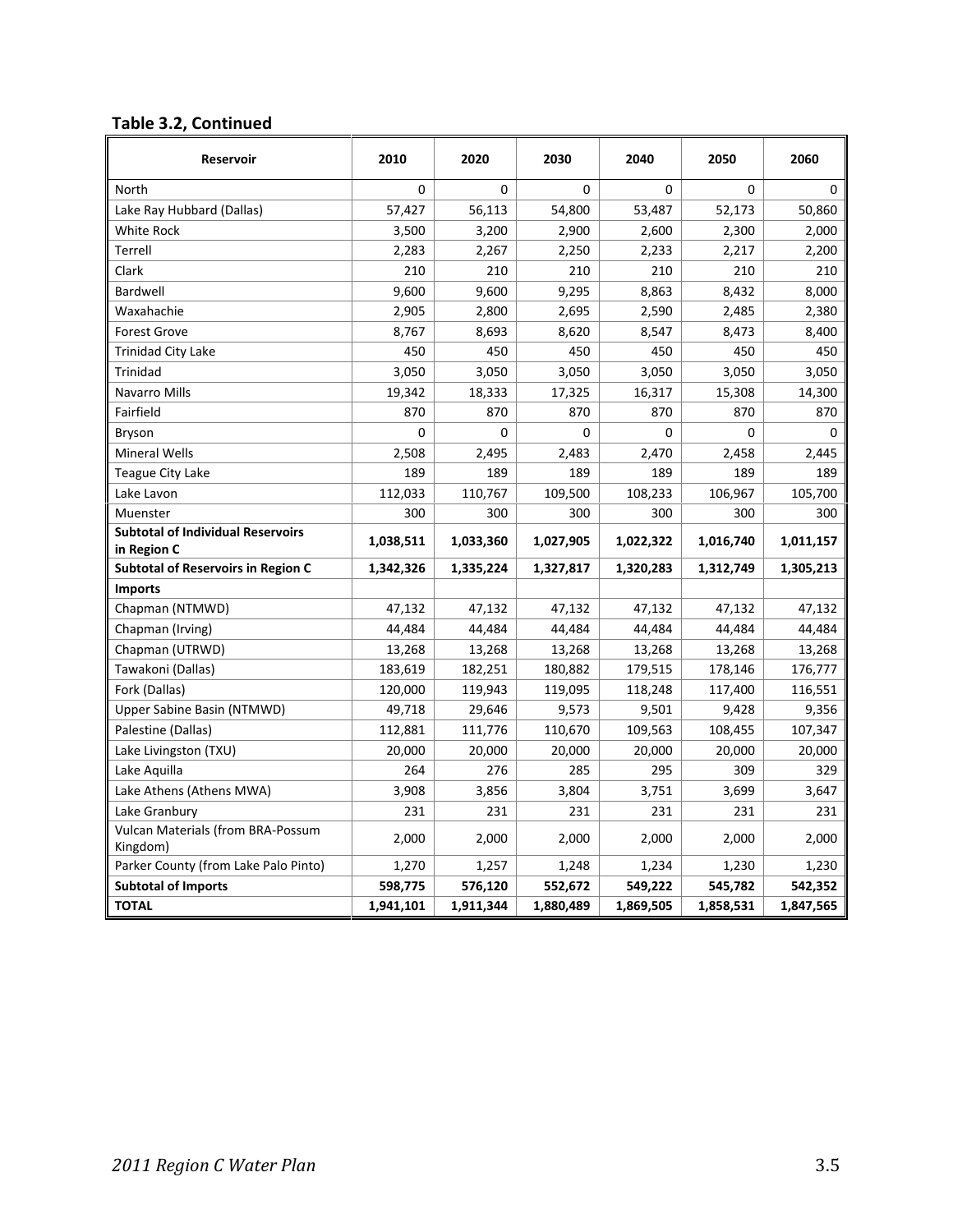### Table 3.2, Continued

| Reservoir | 2010 | 2020 | 2030 | 2040 | 2050 | 2060 |
|---|---|---|---|---|---|---|
| North | 0 | 0 | 0 | 0 | 0 | 0 |
| Lake Ray Hubbard (Dallas) | 57,427 | 56,113 | 54,800 | 53,487 | 52,173 | 50,860 |
| White Rock | 3,500 | 3,200 | 2,900 | 2,600 | 2,300 | 2,000 |
| Terrell | 2,283 | 2,267 | 2,250 | 2,233 | 2,217 | 2,200 |
| Clark | 210 | 210 | 210 | 210 | 210 | 210 |
| Bardwell | 9,600 | 9,600 | 9,295 | 8,863 | 8,432 | 8,000 |
| Waxahachie | 2,905 | 2,800 | 2,695 | 2,590 | 2,485 | 2,380 |
| Forest Grove | 8,767 | 8,693 | 8,620 | 8,547 | 8,473 | 8,400 |
| Trinidad City Lake | 450 | 450 | 450 | 450 | 450 | 450 |
| Trinidad | 3,050 | 3,050 | 3,050 | 3,050 | 3,050 | 3,050 |
| Navarro Mills | 19,342 | 18,333 | 17,325 | 16,317 | 15,308 | 14,300 |
| Fairfield | 870 | 870 | 870 | 870 | 870 | 870 |
| Bryson | 0 | 0 | 0 | 0 | 0 | 0 |
| Mineral Wells | 2,508 | 2,495 | 2,483 | 2,470 | 2,458 | 2,445 |
| Teague City Lake | 189 | 189 | 189 | 189 | 189 | 189 |
| Lake Lavon | 112,033 | 110,767 | 109,500 | 108,233 | 106,967 | 105,700 |
| Muenster | 300 | 300 | 300 | 300 | 300 | 300 |
| **Subtotal of Individual Reservoirs in Region C** | **1,038,511** | **1,033,360** | **1,027,905** | **1,022,322** | **1,016,740** | **1,011,157** |
| **Subtotal of Reservoirs in Region C** | **1,342,326** | **1,335,224** | **1,327,817** | **1,320,283** | **1,312,749** | **1,305,213** |
| **Imports** | | | | | | |
| Chapman (NTMWD) | 47,132 | 47,132 | 47,132 | 47,132 | 47,132 | 47,132 |
| Chapman (Irving) | 44,484 | 44,484 | 44,484 | 44,484 | 44,484 | 44,484 |
| Chapman (UTRWD) | 13,268 | 13,268 | 13,268 | 13,268 | 13,268 | 13,268 |
| Tawakoni (Dallas) | 183,619 | 182,251 | 180,882 | 179,515 | 178,146 | 176,777 |
| Fork (Dallas) | 120,000 | 119,943 | 119,095 | 118,248 | 117,400 | 116,551 |
| Upper Sabine Basin (NTMWD) | 49,718 | 29,646 | 9,573 | 9,501 | 9,428 | 9,356 |
| Palestine (Dallas) | 112,881 | 111,776 | 110,670 | 109,563 | 108,455 | 107,347 |
| Lake Livingston (TXU) | 20,000 | 20,000 | 20,000 | 20,000 | 20,000 | 20,000 |
| Lake Aquilla | 264 | 276 | 285 | 295 | 309 | 329 |
| Lake Athens (Athens MWA) | 3,908 | 3,856 | 3,804 | 3,751 | 3,699 | 3,647 |
| Lake Granbury | 231 | 231 | 231 | 231 | 231 | 231 |
| Vulcan Materials (from BRA-Possum Kingdom) | 2,000 | 2,000 | 2,000 | 2,000 | 2,000 | 2,000 |
| Parker County (from Lake Palo Pinto) | 1,270 | 1,257 | 1,248 | 1,234 | 1,230 | 1,230 |
| **Subtotal of Imports** | **598,775** | **576,120** | **552,672** | **549,222** | **545,782** | **542,352** |
| **TOTAL** | **1,941,101** | **1,911,344** | **1,880,489** | **1,869,505** | **1,858,531** | **1,847,565** |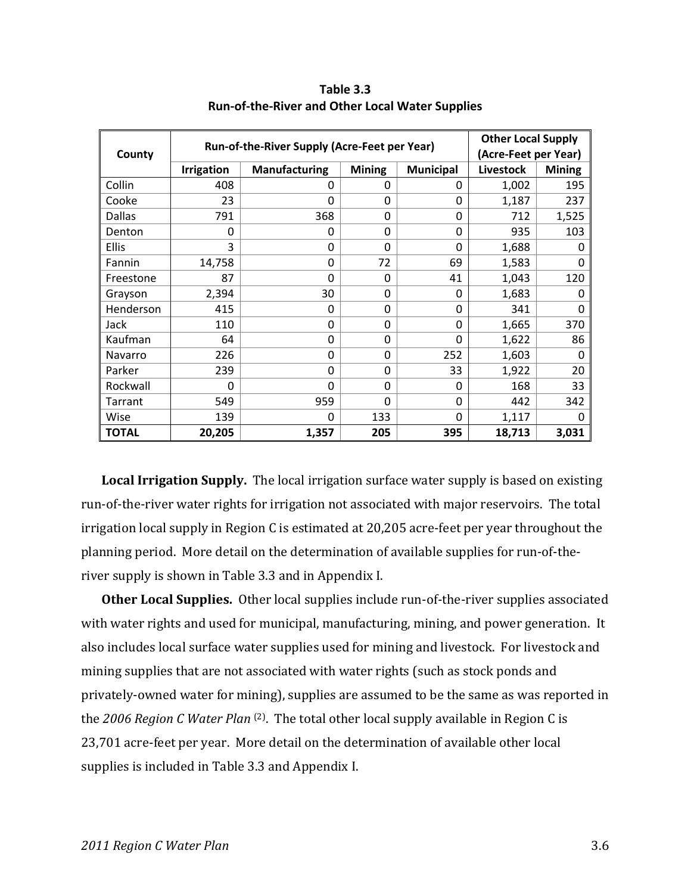**Table 3.3**
**Run-of-the-River and Other Local Water Supplies**

| County | Run-of-the-River Supply (Acre-Feet per Year) | | | | Other Local Supply (Acre-Feet per Year) | |
|---|---|---|---|---|---|---|
| | Irrigation | Manufacturing | Mining | Municipal | Livestock | Mining |
| Collin | 408 | 0 | 0 | 0 | 1,002 | 195 |
| Cooke | 23 | 0 | 0 | 0 | 1,187 | 237 |
| Dallas | 791 | 368 | 0 | 0 | 712 | 1,525 |
| Denton | 0 | 0 | 0 | 0 | 935 | 103 |
| Ellis | 3 | 0 | 0 | 0 | 1,688 | 0 |
| Fannin | 14,758 | 0 | 72 | 69 | 1,583 | 0 |
| Freestone | 87 | 0 | 0 | 41 | 1,043 | 120 |
| Grayson | 2,394 | 30 | 0 | 0 | 1,683 | 0 |
| Henderson | 415 | 0 | 0 | 0 | 341 | 0 |
| Jack | 110 | 0 | 0 | 0 | 1,665 | 370 |
| Kaufman | 64 | 0 | 0 | 0 | 1,622 | 86 |
| Navarro | 226 | 0 | 0 | 252 | 1,603 | 0 |
| Parker | 239 | 0 | 0 | 33 | 1,922 | 20 |
| Rockwall | 0 | 0 | 0 | 0 | 168 | 33 |
| Tarrant | 549 | 959 | 0 | 0 | 442 | 342 |
| Wise | 139 | 0 | 133 | 0 | 1,117 | 0 |
| **TOTAL** | **20,205** | **1,357** | **205** | **395** | **18,713** | **3,031** |

**Local Irrigation Supply.** The local irrigation surface water supply is based on existing run-of-the-river water rights for irrigation not associated with major reservoirs. The total irrigation local supply in Region C is estimated at 20,205 acre-feet per year throughout the planning period. More detail on the determination of available supplies for run-of-the-river supply is shown in Table 3.3 and in Appendix I.

**Other Local Supplies.** Other local supplies include run-of-the-river supplies associated with water rights and used for municipal, manufacturing, mining, and power generation. It also includes local surface water supplies used for mining and livestock. For livestock and mining supplies that are not associated with water rights (such as stock ponds and privately-owned water for mining), supplies are assumed to be the same as was reported in the *2006 Region C Water Plan* [2]. The total other local supply available in Region C is 23,701 acre-feet per year. More detail on the determination of available other local supplies is included in Table 3.3 and Appendix I.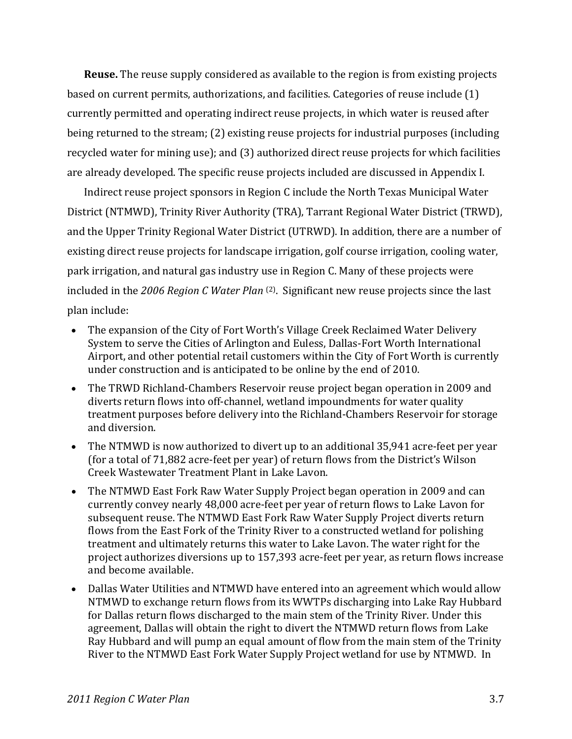**Reuse.** The reuse supply considered as available to the region is from existing projects based on current permits, authorizations, and facilities. Categories of reuse include (1) currently permitted and operating indirect reuse projects, in which water is reused after being returned to the stream; (2) existing reuse projects for industrial purposes (including recycled water for mining use); and (3) authorized direct reuse projects for which facilities are already developed. The specific reuse projects included are discussed in Appendix I.

Indirect reuse project sponsors in Region C include the North Texas Municipal Water District (NTMWD), Trinity River Authority (TRA), Tarrant Regional Water District (TRWD), and the Upper Trinity Regional Water District (UTRWD). In addition, there are a number of existing direct reuse projects for landscape irrigation, golf course irrigation, cooling water, park irrigation, and natural gas industry use in Region C. Many of these projects were included in the *2006 Region C Water Plan* (2). Significant new reuse projects since the last plan include:

- The expansion of the City of Fort Worth's Village Creek Reclaimed Water Delivery System to serve the Cities of Arlington and Euless, Dallas-Fort Worth International Airport, and other potential retail customers within the City of Fort Worth is currently under construction and is anticipated to be online by the end of 2010.
- The TRWD Richland-Chambers Reservoir reuse project began operation in 2009 and diverts return flows into off-channel, wetland impoundments for water quality treatment purposes before delivery into the Richland-Chambers Reservoir for storage and diversion.
- The NTMWD is now authorized to divert up to an additional 35,941 acre-feet per year (for a total of 71,882 acre-feet per year) of return flows from the District's Wilson Creek Wastewater Treatment Plant in Lake Lavon.
- The NTMWD East Fork Raw Water Supply Project began operation in 2009 and can currently convey nearly 48,000 acre-feet per year of return flows to Lake Lavon for subsequent reuse. The NTMWD East Fork Raw Water Supply Project diverts return flows from the East Fork of the Trinity River to a constructed wetland for polishing treatment and ultimately returns this water to Lake Lavon. The water right for the project authorizes diversions up to 157,393 acre-feet per year, as return flows increase and become available.
- Dallas Water Utilities and NTMWD have entered into an agreement which would allow NTMWD to exchange return flows from its WWTPs discharging into Lake Ray Hubbard for Dallas return flows discharged to the main stem of the Trinity River. Under this agreement, Dallas will obtain the right to divert the NTMWD return flows from Lake Ray Hubbard and will pump an equal amount of flow from the main stem of the Trinity River to the NTMWD East Fork Water Supply Project wetland for use by NTMWD. In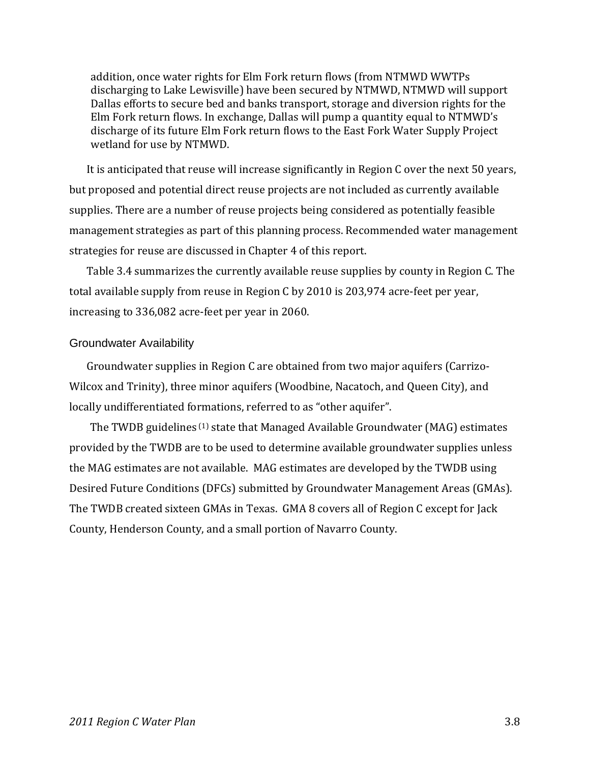addition, once water rights for Elm Fork return flows (from NTMWD WWTPs discharging to Lake Lewisville) have been secured by NTMWD, NTMWD will support Dallas efforts to secure bed and banks transport, storage and diversion rights for the Elm Fork return flows. In exchange, Dallas will pump a quantity equal to NTMWD's discharge of its future Elm Fork return flows to the East Fork Water Supply Project wetland for use by NTMWD.

It is anticipated that reuse will increase significantly in Region C over the next 50 years, but proposed and potential direct reuse projects are not included as currently available supplies. There are a number of reuse projects being considered as potentially feasible management strategies as part of this planning process. Recommended water management strategies for reuse are discussed in Chapter 4 of this report.

Table 3.4 summarizes the currently available reuse supplies by county in Region C. The total available supply from reuse in Region C by 2010 is 203,974 acre-feet per year, increasing to 336,082 acre-feet per year in 2060.

### Groundwater Availability

Groundwater supplies in Region C are obtained from two major aquifers (Carrizo-Wilcox and Trinity), three minor aquifers (Woodbine, Nacatoch, and Queen City), and locally undifferentiated formations, referred to as "other aquifer".

The TWDB guidelines [1] state that Managed Available Groundwater (MAG) estimates provided by the TWDB are to be used to determine available groundwater supplies unless the MAG estimates are not available. MAG estimates are developed by the TWDB using Desired Future Conditions (DFCs) submitted by Groundwater Management Areas (GMAs). The TWDB created sixteen GMAs in Texas. GMA 8 covers all of Region C except for Jack County, Henderson County, and a small portion of Navarro County.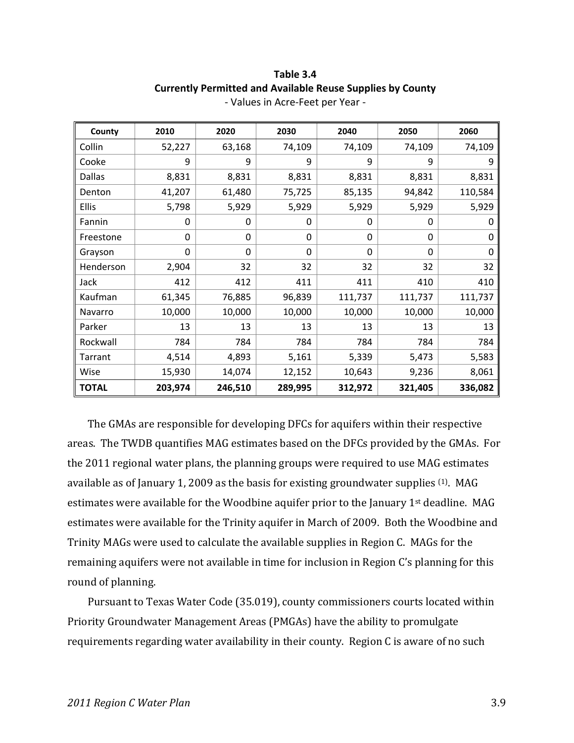**Table 3.4**
**Currently Permitted and Available Reuse Supplies by County**
- Values in Acre-Feet per Year -

| County | 2010 | 2020 | 2030 | 2040 | 2050 | 2060 |
|---|---|---|---|---|---|---|
| Collin | 52,227 | 63,168 | 74,109 | 74,109 | 74,109 | 74,109 |
| Cooke | 9 | 9 | 9 | 9 | 9 | 9 |
| Dallas | 8,831 | 8,831 | 8,831 | 8,831 | 8,831 | 8,831 |
| Denton | 41,207 | 61,480 | 75,725 | 85,135 | 94,842 | 110,584 |
| Ellis | 5,798 | 5,929 | 5,929 | 5,929 | 5,929 | 5,929 |
| Fannin | 0 | 0 | 0 | 0 | 0 | 0 |
| Freestone | 0 | 0 | 0 | 0 | 0 | 0 |
| Grayson | 0 | 0 | 0 | 0 | 0 | 0 |
| Henderson | 2,904 | 32 | 32 | 32 | 32 | 32 |
| Jack | 412 | 412 | 411 | 411 | 410 | 410 |
| Kaufman | 61,345 | 76,885 | 96,839 | 111,737 | 111,737 | 111,737 |
| Navarro | 10,000 | 10,000 | 10,000 | 10,000 | 10,000 | 10,000 |
| Parker | 13 | 13 | 13 | 13 | 13 | 13 |
| Rockwall | 784 | 784 | 784 | 784 | 784 | 784 |
| Tarrant | 4,514 | 4,893 | 5,161 | 5,339 | 5,473 | 5,583 |
| Wise | 15,930 | 14,074 | 12,152 | 10,643 | 9,236 | 8,061 |
| **TOTAL** | **203,974** | **246,510** | **289,995** | **312,972** | **321,405** | **336,082** |

The GMAs are responsible for developing DFCs for aquifers within their respective areas. The TWDB quantifies MAG estimates based on the DFCs provided by the GMAs. For the 2011 regional water plans, the planning groups were required to use MAG estimates available as of January 1, 2009 as the basis for existing groundwater supplies (1). MAG estimates were available for the Woodbine aquifer prior to the January 1st deadline. MAG estimates were available for the Trinity aquifer in March of 2009. Both the Woodbine and Trinity MAGs were used to calculate the available supplies in Region C. MAGs for the remaining aquifers were not available in time for inclusion in Region C's planning for this round of planning.

Pursuant to Texas Water Code (35.019), county commissioners courts located within Priority Groundwater Management Areas (PMGAs) have the ability to promulgate requirements regarding water availability in their county. Region C is aware of no such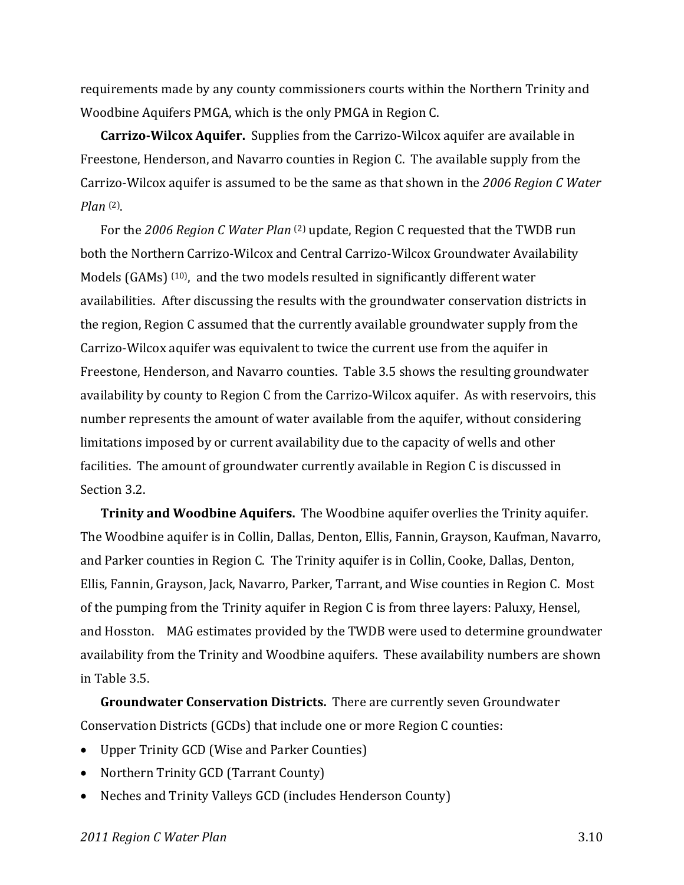requirements made by any county commissioners courts within the Northern Trinity and Woodbine Aquifers PMGA, which is the only PMGA in Region C.

**Carrizo-Wilcox Aquifer.** Supplies from the Carrizo-Wilcox aquifer are available in Freestone, Henderson, and Navarro counties in Region C. The available supply from the Carrizo-Wilcox aquifer is assumed to be the same as that shown in the *2006 Region C Water Plan* [2].

For the *2006 Region C Water Plan* [2] update, Region C requested that the TWDB run both the Northern Carrizo-Wilcox and Central Carrizo-Wilcox Groundwater Availability Models (GAMs) [10], and the two models resulted in significantly different water availabilities. After discussing the results with the groundwater conservation districts in the region, Region C assumed that the currently available groundwater supply from the Carrizo-Wilcox aquifer was equivalent to twice the current use from the aquifer in Freestone, Henderson, and Navarro counties. Table 3.5 shows the resulting groundwater availability by county to Region C from the Carrizo-Wilcox aquifer. As with reservoirs, this number represents the amount of water available from the aquifer, without considering limitations imposed by or current availability due to the capacity of wells and other facilities. The amount of groundwater currently available in Region C is discussed in Section 3.2.

**Trinity and Woodbine Aquifers.** The Woodbine aquifer overlies the Trinity aquifer. The Woodbine aquifer is in Collin, Dallas, Denton, Ellis, Fannin, Grayson, Kaufman, Navarro, and Parker counties in Region C. The Trinity aquifer is in Collin, Cooke, Dallas, Denton, Ellis, Fannin, Grayson, Jack, Navarro, Parker, Tarrant, and Wise counties in Region C. Most of the pumping from the Trinity aquifer in Region C is from three layers: Paluxy, Hensel, and Hosston. MAG estimates provided by the TWDB were used to determine groundwater availability from the Trinity and Woodbine aquifers. These availability numbers are shown in Table 3.5.

**Groundwater Conservation Districts.** There are currently seven Groundwater Conservation Districts (GCDs) that include one or more Region C counties:

- Upper Trinity GCD (Wise and Parker Counties)
- Northern Trinity GCD (Tarrant County)
- Neches and Trinity Valleys GCD (includes Henderson County)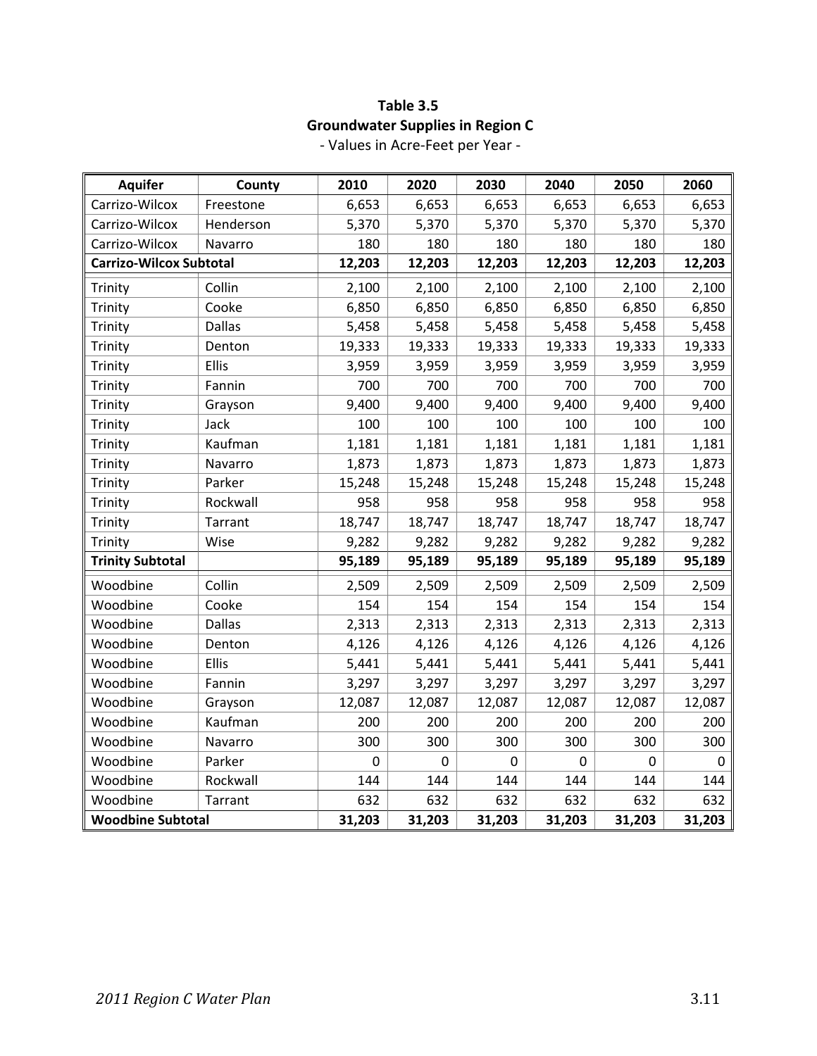**Table 3.5**
**Groundwater Supplies in Region C**
- Values in Acre-Feet per Year -

| Aquifer | County | 2010 | 2020 | 2030 | 2040 | 2050 | 2060 |
|---|---|---|---|---|---|---|---|
| Carrizo-Wilcox | Freestone | 6,653 | 6,653 | 6,653 | 6,653 | 6,653 | 6,653 |
| Carrizo-Wilcox | Henderson | 5,370 | 5,370 | 5,370 | 5,370 | 5,370 | 5,370 |
| Carrizo-Wilcox | Navarro | 180 | 180 | 180 | 180 | 180 | 180 |
| **Carrizo-Wilcox Subtotal** | | **12,203** | **12,203** | **12,203** | **12,203** | **12,203** | **12,203** |
| Trinity | Collin | 2,100 | 2,100 | 2,100 | 2,100 | 2,100 | 2,100 |
| Trinity | Cooke | 6,850 | 6,850 | 6,850 | 6,850 | 6,850 | 6,850 |
| Trinity | Dallas | 5,458 | 5,458 | 5,458 | 5,458 | 5,458 | 5,458 |
| Trinity | Denton | 19,333 | 19,333 | 19,333 | 19,333 | 19,333 | 19,333 |
| Trinity | Ellis | 3,959 | 3,959 | 3,959 | 3,959 | 3,959 | 3,959 |
| Trinity | Fannin | 700 | 700 | 700 | 700 | 700 | 700 |
| Trinity | Grayson | 9,400 | 9,400 | 9,400 | 9,400 | 9,400 | 9,400 |
| Trinity | Jack | 100 | 100 | 100 | 100 | 100 | 100 |
| Trinity | Kaufman | 1,181 | 1,181 | 1,181 | 1,181 | 1,181 | 1,181 |
| Trinity | Navarro | 1,873 | 1,873 | 1,873 | 1,873 | 1,873 | 1,873 |
| Trinity | Parker | 15,248 | 15,248 | 15,248 | 15,248 | 15,248 | 15,248 |
| Trinity | Rockwall | 958 | 958 | 958 | 958 | 958 | 958 |
| Trinity | Tarrant | 18,747 | 18,747 | 18,747 | 18,747 | 18,747 | 18,747 |
| Trinity | Wise | 9,282 | 9,282 | 9,282 | 9,282 | 9,282 | 9,282 |
| **Trinity Subtotal** | | **95,189** | **95,189** | **95,189** | **95,189** | **95,189** | **95,189** |
| Woodbine | Collin | 2,509 | 2,509 | 2,509 | 2,509 | 2,509 | 2,509 |
| Woodbine | Cooke | 154 | 154 | 154 | 154 | 154 | 154 |
| Woodbine | Dallas | 2,313 | 2,313 | 2,313 | 2,313 | 2,313 | 2,313 |
| Woodbine | Denton | 4,126 | 4,126 | 4,126 | 4,126 | 4,126 | 4,126 |
| Woodbine | Ellis | 5,441 | 5,441 | 5,441 | 5,441 | 5,441 | 5,441 |
| Woodbine | Fannin | 3,297 | 3,297 | 3,297 | 3,297 | 3,297 | 3,297 |
| Woodbine | Grayson | 12,087 | 12,087 | 12,087 | 12,087 | 12,087 | 12,087 |
| Woodbine | Kaufman | 200 | 200 | 200 | 200 | 200 | 200 |
| Woodbine | Navarro | 300 | 300 | 300 | 300 | 300 | 300 |
| Woodbine | Parker | 0 | 0 | 0 | 0 | 0 | 0 |
| Woodbine | Rockwall | 144 | 144 | 144 | 144 | 144 | 144 |
| Woodbine | Tarrant | 632 | 632 | 632 | 632 | 632 | 632 |
| **Woodbine Subtotal** | | **31,203** | **31,203** | **31,203** | **31,203** | **31,203** | **31,203** |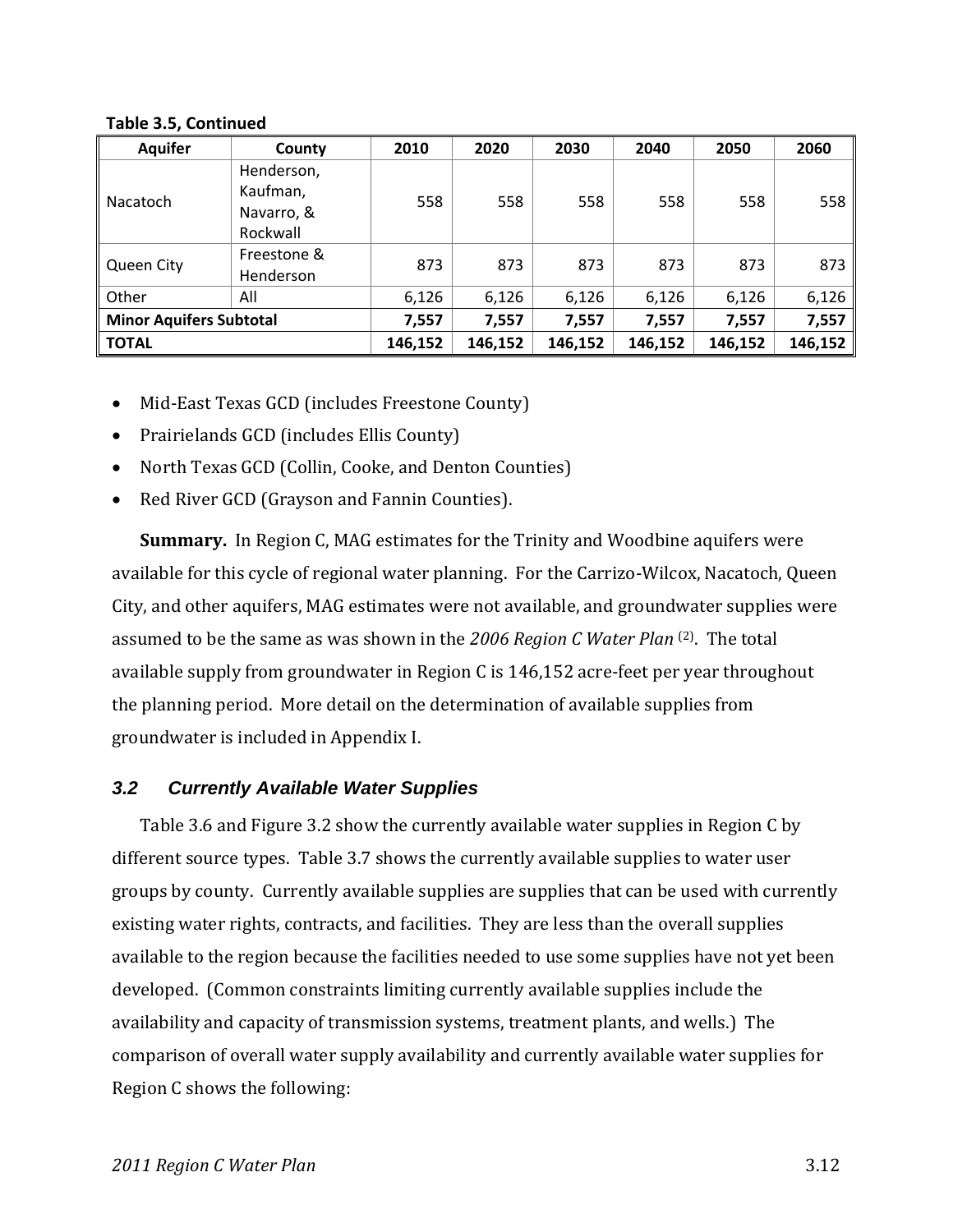**Table 3.5, Continued**

| Aquifer | County | 2010 | 2020 | 2030 | 2040 | 2050 | 2060 |
|---|---|---|---|---|---|---|---|
| Nacatoch | Henderson, Kaufman, Navarro, & Rockwall | 558 | 558 | 558 | 558 | 558 | 558 |
| Queen City | Freestone & Henderson | 873 | 873 | 873 | 873 | 873 | 873 |
| Other | All | 6,126 | 6,126 | 6,126 | 6,126 | 6,126 | 6,126 |
| **Minor Aquifers Subtotal** | | **7,557** | **7,557** | **7,557** | **7,557** | **7,557** | **7,557** |
| **TOTAL** | | **146,152** | **146,152** | **146,152** | **146,152** | **146,152** | **146,152** |

- Mid-East Texas GCD (includes Freestone County)
- Prairielands GCD (includes Ellis County)
- North Texas GCD (Collin, Cooke, and Denton Counties)
- Red River GCD (Grayson and Fannin Counties).

**Summary.** In Region C, MAG estimates for the Trinity and Woodbine aquifers were available for this cycle of regional water planning. For the Carrizo-Wilcox, Nacatoch, Queen City, and other aquifers, MAG estimates were not available, and groundwater supplies were assumed to be the same as was shown in the *2006 Region C Water Plan* [(2)]. The total available supply from groundwater in Region C is 146,152 acre-feet per year throughout the planning period. More detail on the determination of available supplies from groundwater is included in Appendix I.

## *3.2 Currently Available Water Supplies*

Table 3.6 and Figure 3.2 show the currently available water supplies in Region C by different source types. Table 3.7 shows the currently available supplies to water user groups by county. Currently available supplies are supplies that can be used with currently existing water rights, contracts, and facilities. They are less than the overall supplies available to the region because the facilities needed to use some supplies have not yet been developed. (Common constraints limiting currently available supplies include the availability and capacity of transmission systems, treatment plants, and wells.) The comparison of overall water supply availability and currently available water supplies for Region C shows the following: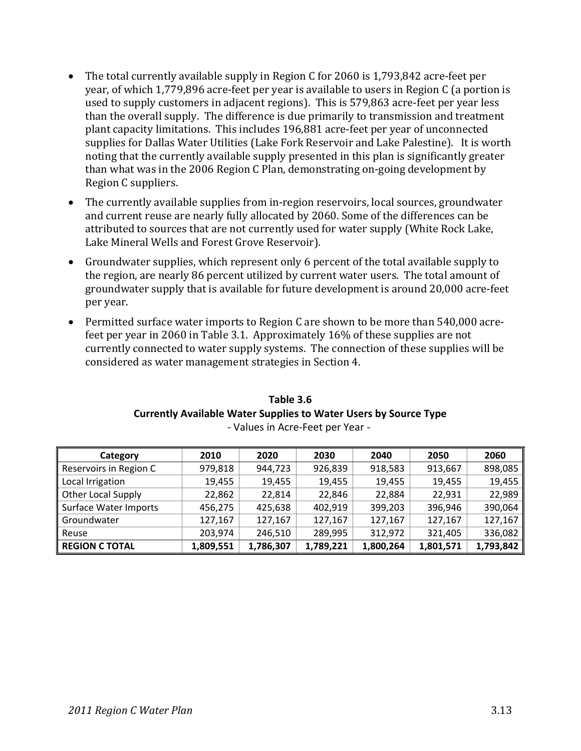- The total currently available supply in Region C for 2060 is 1,793,842 acre-feet per year, of which 1,779,896 acre-feet per year is available to users in Region C (a portion is used to supply customers in adjacent regions). This is 579,863 acre-feet per year less than the overall supply. The difference is due primarily to transmission and treatment plant capacity limitations. This includes 196,881 acre-feet per year of unconnected supplies for Dallas Water Utilities (Lake Fork Reservoir and Lake Palestine). It is worth noting that the currently available supply presented in this plan is significantly greater than what was in the 2006 Region C Plan, demonstrating on-going development by Region C suppliers.
- The currently available supplies from in-region reservoirs, local sources, groundwater and current reuse are nearly fully allocated by 2060. Some of the differences can be attributed to sources that are not currently used for water supply (White Rock Lake, Lake Mineral Wells and Forest Grove Reservoir).
- Groundwater supplies, which represent only 6 percent of the total available supply to the region, are nearly 86 percent utilized by current water users. The total amount of groundwater supply that is available for future development is around 20,000 acre-feet per year.
- Permitted surface water imports to Region C are shown to be more than 540,000 acre-feet per year in 2060 in Table 3.1. Approximately 16% of these supplies are not currently connected to water supply systems. The connection of these supplies will be considered as water management strategies in Section 4.

**Table 3.6**
**Currently Available Water Supplies to Water Users by Source Type**
- Values in Acre-Feet per Year -

| Category | 2010 | 2020 | 2030 | 2040 | 2050 | 2060 |
|---|---|---|---|---|---|---|
| Reservoirs in Region C | 979,818 | 944,723 | 926,839 | 918,583 | 913,667 | 898,085 |
| Local Irrigation | 19,455 | 19,455 | 19,455 | 19,455 | 19,455 | 19,455 |
| Other Local Supply | 22,862 | 22,814 | 22,846 | 22,884 | 22,931 | 22,989 |
| Surface Water Imports | 456,275 | 425,638 | 402,919 | 399,203 | 396,946 | 390,064 |
| Groundwater | 127,167 | 127,167 | 127,167 | 127,167 | 127,167 | 127,167 |
| Reuse | 203,974 | 246,510 | 289,995 | 312,972 | 321,405 | 336,082 |
| **REGION C TOTAL** | **1,809,551** | **1,786,307** | **1,789,221** | **1,800,264** | **1,801,571** | **1,793,842** |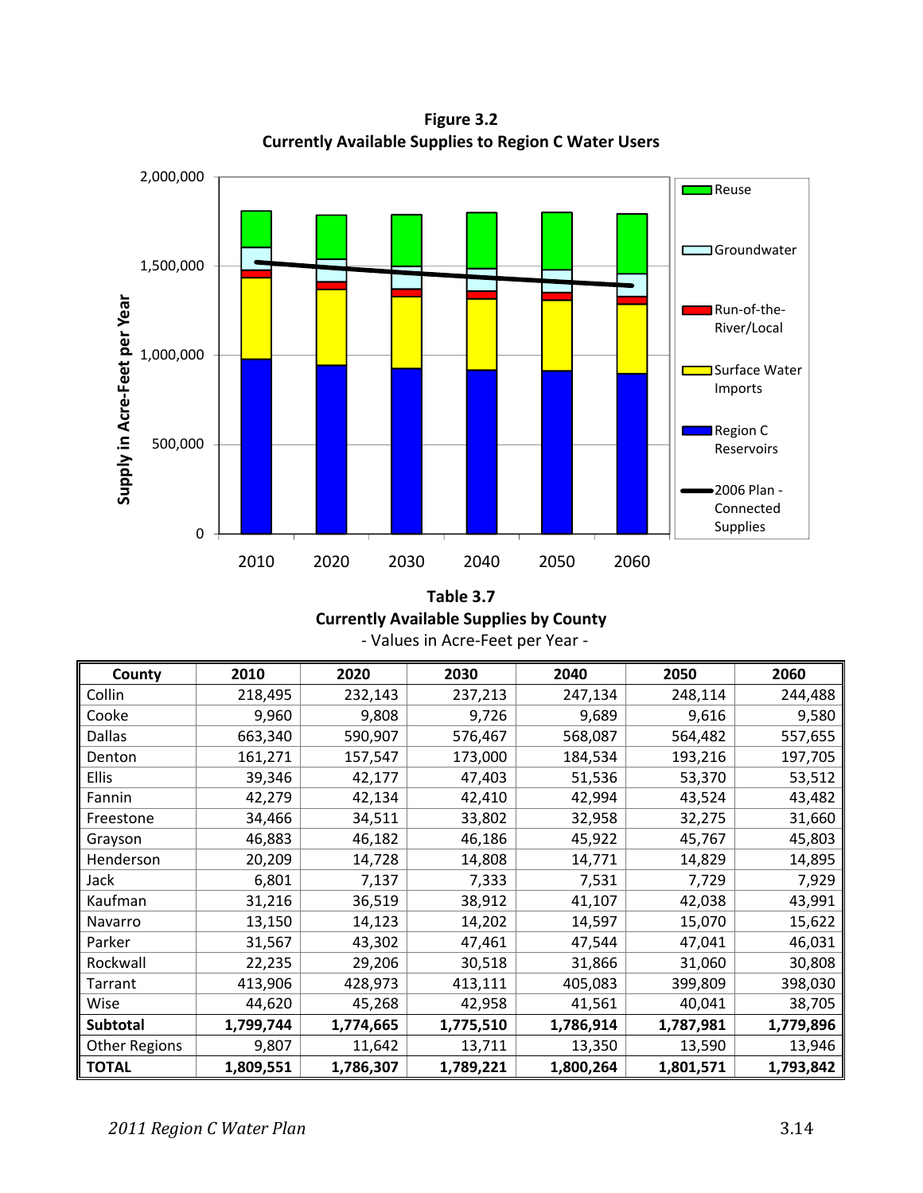**Figure 3.2**
**Currently Available Supplies to Region C Water Users**

**Table 3.7**
**Currently Available Supplies by County**
- Values in Acre-Feet per Year -

| County | 2010 | 2020 | 2030 | 2040 | 2050 | 2060 |
|---|---|---|---|---|---|---|
| Collin | 218,495 | 232,143 | 237,213 | 247,134 | 248,114 | 244,488 |
| Cooke | 9,960 | 9,808 | 9,726 | 9,689 | 9,616 | 9,580 |
| Dallas | 663,340 | 590,907 | 576,467 | 568,087 | 564,482 | 557,655 |
| Denton | 161,271 | 157,547 | 173,000 | 184,534 | 193,216 | 197,705 |
| Ellis | 39,346 | 42,177 | 47,403 | 51,536 | 53,370 | 53,512 |
| Fannin | 42,279 | 42,134 | 42,410 | 42,994 | 43,524 | 43,482 |
| Freestone | 34,466 | 34,511 | 33,802 | 32,958 | 32,275 | 31,660 |
| Grayson | 46,883 | 46,182 | 46,186 | 45,922 | 45,767 | 45,803 |
| Henderson | 20,209 | 14,728 | 14,808 | 14,771 | 14,829 | 14,895 |
| Jack | 6,801 | 7,137 | 7,333 | 7,531 | 7,729 | 7,929 |
| Kaufman | 31,216 | 36,519 | 38,912 | 41,107 | 42,038 | 43,991 |
| Navarro | 13,150 | 14,123 | 14,202 | 14,597 | 15,070 | 15,622 |
| Parker | 31,567 | 43,302 | 47,461 | 47,544 | 47,041 | 46,031 |
| Rockwall | 22,235 | 29,206 | 30,518 | 31,866 | 31,060 | 30,808 |
| Tarrant | 413,906 | 428,973 | 413,111 | 405,083 | 399,809 | 398,030 |
| Wise | 44,620 | 45,268 | 42,958 | 41,561 | 40,041 | 38,705 |
| **Subtotal** | **1,799,744** | **1,774,665** | **1,775,510** | **1,786,914** | **1,787,981** | **1,779,896** |
| Other Regions | 9,807 | 11,642 | 13,711 | 13,350 | 13,590 | 13,946 |
| **TOTAL** | **1,809,551** | **1,786,307** | **1,789,221** | **1,800,264** | **1,801,571** | **1,793,842** |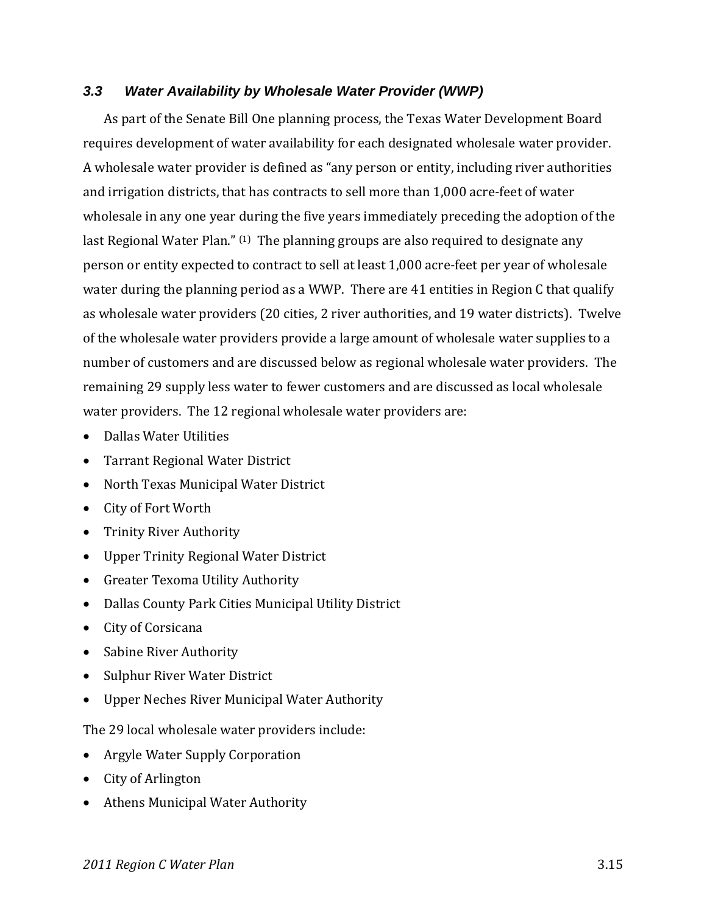### *3.3 Water Availability by Wholesale Water Provider (WWP)*

As part of the Senate Bill One planning process, the Texas Water Development Board requires development of water availability for each designated wholesale water provider. A wholesale water provider is defined as "any person or entity, including river authorities and irrigation districts, that has contracts to sell more than 1,000 acre-feet of water wholesale in any one year during the five years immediately preceding the adoption of the last Regional Water Plan." [(1)] The planning groups are also required to designate any person or entity expected to contract to sell at least 1,000 acre-feet per year of wholesale water during the planning period as a WWP. There are 41 entities in Region C that qualify as wholesale water providers (20 cities, 2 river authorities, and 19 water districts). Twelve of the wholesale water providers provide a large amount of wholesale water supplies to a number of customers and are discussed below as regional wholesale water providers. The remaining 29 supply less water to fewer customers and are discussed as local wholesale water providers. The 12 regional wholesale water providers are:

- Dallas Water Utilities
- Tarrant Regional Water District
- North Texas Municipal Water District
- City of Fort Worth
- Trinity River Authority
- Upper Trinity Regional Water District
- Greater Texoma Utility Authority
- Dallas County Park Cities Municipal Utility District
- City of Corsicana
- Sabine River Authority
- Sulphur River Water District
- Upper Neches River Municipal Water Authority

The 29 local wholesale water providers include:

- Argyle Water Supply Corporation
- City of Arlington
- Athens Municipal Water Authority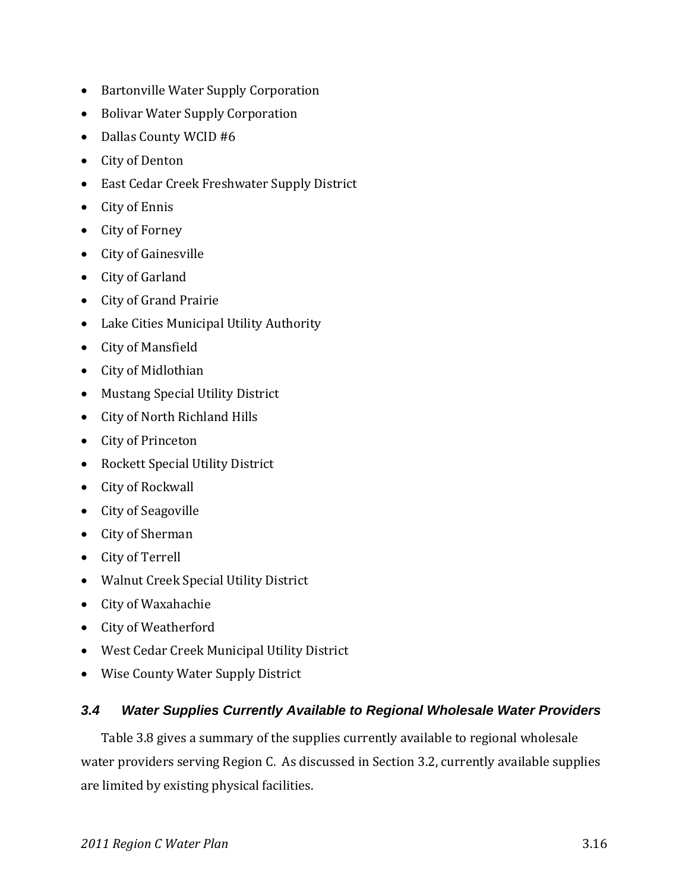- Bartonville Water Supply Corporation
- Bolivar Water Supply Corporation
- Dallas County WCID #6
- City of Denton
- East Cedar Creek Freshwater Supply District
- City of Ennis
- City of Forney
- City of Gainesville
- City of Garland
- City of Grand Prairie
- Lake Cities Municipal Utility Authority
- City of Mansfield
- City of Midlothian
- Mustang Special Utility District
- City of North Richland Hills
- City of Princeton
- Rockett Special Utility District
- City of Rockwall
- City of Seagoville
- City of Sherman
- City of Terrell
- Walnut Creek Special Utility District
- City of Waxahachie
- City of Weatherford
- West Cedar Creek Municipal Utility District
- Wise County Water Supply District

## *3.4 Water Supplies Currently Available to Regional Wholesale Water Providers*

Table 3.8 gives a summary of the supplies currently available to regional wholesale water providers serving Region C. As discussed in Section 3.2, currently available supplies are limited by existing physical facilities.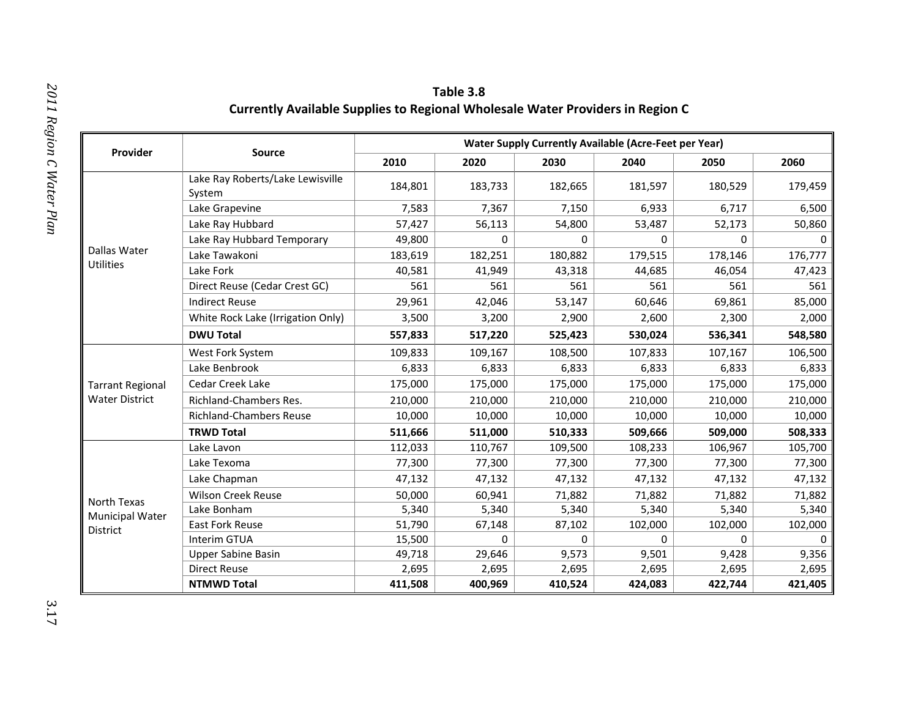**Table 3.8**
**Currently Available Supplies to Regional Wholesale Water Providers in Region C**

| Provider | Source | Water Supply Currently Available (Acre-Feet per Year) | | | | | |
|---|---|---|---|---|---|---|---|
| | | 2010 | 2020 | 2030 | 2040 | 2050 | 2060 |
| Dallas Water Utilities | Lake Ray Roberts/Lake Lewisville System | 184,801 | 183,733 | 182,665 | 181,597 | 180,529 | 179,459 |
| | Lake Grapevine | 7,583 | 7,367 | 7,150 | 6,933 | 6,717 | 6,500 |
| | Lake Ray Hubbard | 57,427 | 56,113 | 54,800 | 53,487 | 52,173 | 50,860 |
| | Lake Ray Hubbard Temporary | 49,800 | 0 | 0 | 0 | 0 | 0 |
| | Lake Tawakoni | 183,619 | 182,251 | 180,882 | 179,515 | 178,146 | 176,777 |
| | Lake Fork | 40,581 | 41,949 | 43,318 | 44,685 | 46,054 | 47,423 |
| | Direct Reuse (Cedar Crest GC) | 561 | 561 | 561 | 561 | 561 | 561 |
| | Indirect Reuse | 29,961 | 42,046 | 53,147 | 60,646 | 69,861 | 85,000 |
| | White Rock Lake (Irrigation Only) | 3,500 | 3,200 | 2,900 | 2,600 | 2,300 | 2,000 |
| | **DWU Total** | **557,833** | **517,220** | **525,423** | **530,024** | **536,341** | **548,580** |
| Tarrant Regional Water District | West Fork System | 109,833 | 109,167 | 108,500 | 107,833 | 107,167 | 106,500 |
| | Lake Benbrook | 6,833 | 6,833 | 6,833 | 6,833 | 6,833 | 6,833 |
| | Cedar Creek Lake | 175,000 | 175,000 | 175,000 | 175,000 | 175,000 | 175,000 |
| | Richland-Chambers Res. | 210,000 | 210,000 | 210,000 | 210,000 | 210,000 | 210,000 |
| | Richland-Chambers Reuse | 10,000 | 10,000 | 10,000 | 10,000 | 10,000 | 10,000 |
| | **TRWD Total** | **511,666** | **511,000** | **510,333** | **509,666** | **509,000** | **508,333** |
| North Texas Municipal Water District | Lake Lavon | 112,033 | 110,767 | 109,500 | 108,233 | 106,967 | 105,700 |
| | Lake Texoma | 77,300 | 77,300 | 77,300 | 77,300 | 77,300 | 77,300 |
| | Lake Chapman | 47,132 | 47,132 | 47,132 | 47,132 | 47,132 | 47,132 |
| | Wilson Creek Reuse | 50,000 | 60,941 | 71,882 | 71,882 | 71,882 | 71,882 |
| | Lake Bonham | 5,340 | 5,340 | 5,340 | 5,340 | 5,340 | 5,340 |
| | East Fork Reuse | 51,790 | 67,148 | 87,102 | 102,000 | 102,000 | 102,000 |
| | Interim GTUA | 15,500 | 0 | 0 | 0 | 0 | 0 |
| | Upper Sabine Basin | 49,718 | 29,646 | 9,573 | 9,501 | 9,428 | 9,356 |
| | Direct Reuse | 2,695 | 2,695 | 2,695 | 2,695 | 2,695 | 2,695 |
| | **NTMWD Total** | **411,508** | **400,969** | **410,524** | **424,083** | **422,744** | **421,405** |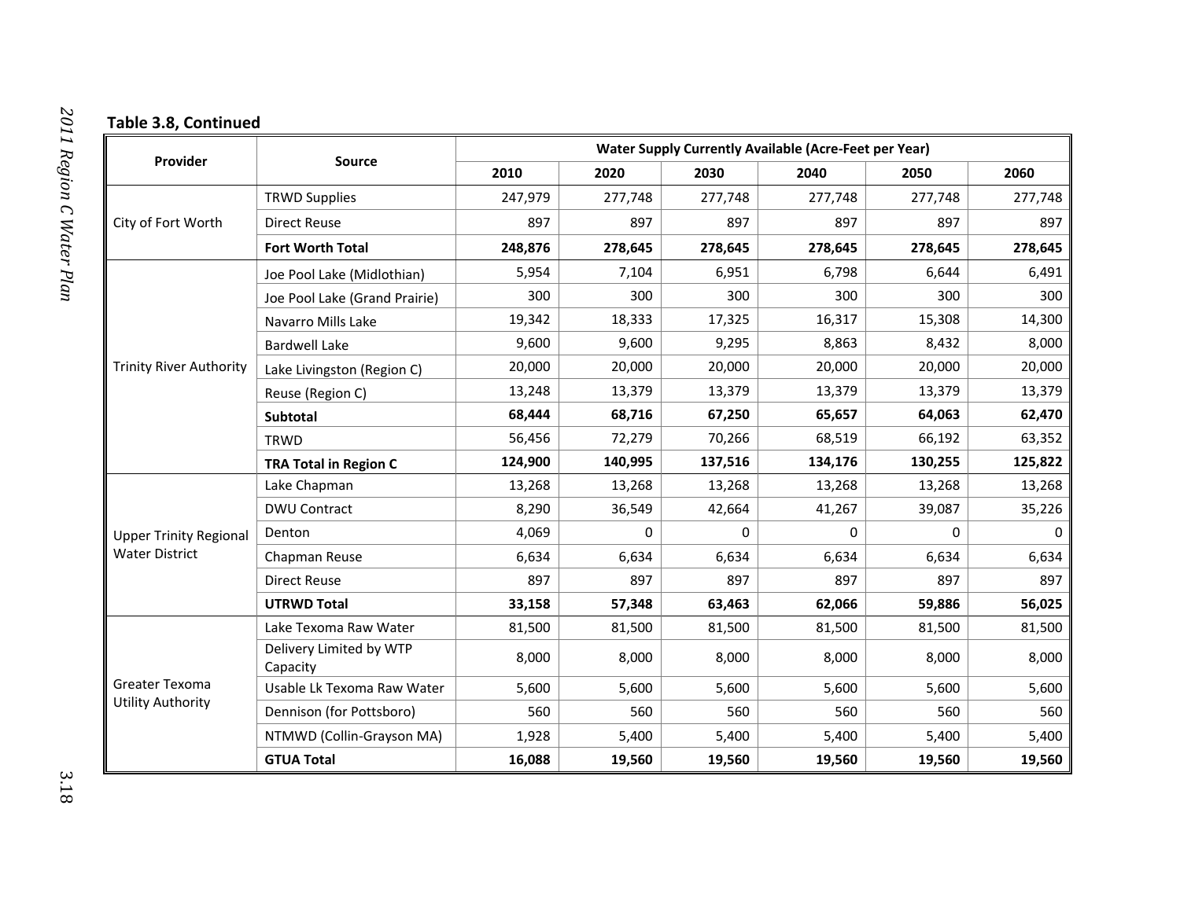**Table 3.8, Continued**

| Provider | Source | Water Supply Currently Available (Acre-Feet per Year) | | | | | |
|---|---|---|---|---|---|---|---|
| | | 2010 | 2020 | 2030 | 2040 | 2050 | 2060 |
| City of Fort Worth | TRWD Supplies | 247,979 | 277,748 | 277,748 | 277,748 | 277,748 | 277,748 |
| | Direct Reuse | 897 | 897 | 897 | 897 | 897 | 897 |
| | **Fort Worth Total** | **248,876** | **278,645** | **278,645** | **278,645** | **278,645** | **278,645** |
| Trinity River Authority | Joe Pool Lake (Midlothian) | 5,954 | 7,104 | 6,951 | 6,798 | 6,644 | 6,491 |
| | Joe Pool Lake (Grand Prairie) | 300 | 300 | 300 | 300 | 300 | 300 |
| | Navarro Mills Lake | 19,342 | 18,333 | 17,325 | 16,317 | 15,308 | 14,300 |
| | Bardwell Lake | 9,600 | 9,600 | 9,295 | 8,863 | 8,432 | 8,000 |
| | Lake Livingston (Region C) | 20,000 | 20,000 | 20,000 | 20,000 | 20,000 | 20,000 |
| | Reuse (Region C) | 13,248 | 13,379 | 13,379 | 13,379 | 13,379 | 13,379 |
| | **Subtotal** | **68,444** | **68,716** | **67,250** | **65,657** | **64,063** | **62,470** |
| | TRWD | 56,456 | 72,279 | 70,266 | 68,519 | 66,192 | 63,352 |
| | **TRA Total in Region C** | **124,900** | **140,995** | **137,516** | **134,176** | **130,255** | **125,822** |
| Upper Trinity Regional Water District | Lake Chapman | 13,268 | 13,268 | 13,268 | 13,268 | 13,268 | 13,268 |
| | DWU Contract | 8,290 | 36,549 | 42,664 | 41,267 | 39,087 | 35,226 |
| | Denton | 4,069 | 0 | 0 | 0 | 0 | 0 |
| | Chapman Reuse | 6,634 | 6,634 | 6,634 | 6,634 | 6,634 | 6,634 |
| | Direct Reuse | 897 | 897 | 897 | 897 | 897 | 897 |
| | **UTRWD Total** | **33,158** | **57,348** | **63,463** | **62,066** | **59,886** | **56,025** |
| Greater Texoma Utility Authority | Lake Texoma Raw Water | 81,500 | 81,500 | 81,500 | 81,500 | 81,500 | 81,500 |
| | Delivery Limited by WTP Capacity | 8,000 | 8,000 | 8,000 | 8,000 | 8,000 | 8,000 |
| | Usable Lk Texoma Raw Water | 5,600 | 5,600 | 5,600 | 5,600 | 5,600 | 5,600 |
| | Dennison (for Pottsboro) | 560 | 560 | 560 | 560 | 560 | 560 |
| | NTMWD (Collin-Grayson MA) | 1,928 | 5,400 | 5,400 | 5,400 | 5,400 | 5,400 |
| | **GTUA Total** | **16,088** | **19,560** | **19,560** | **19,560** | **19,560** | **19,560** |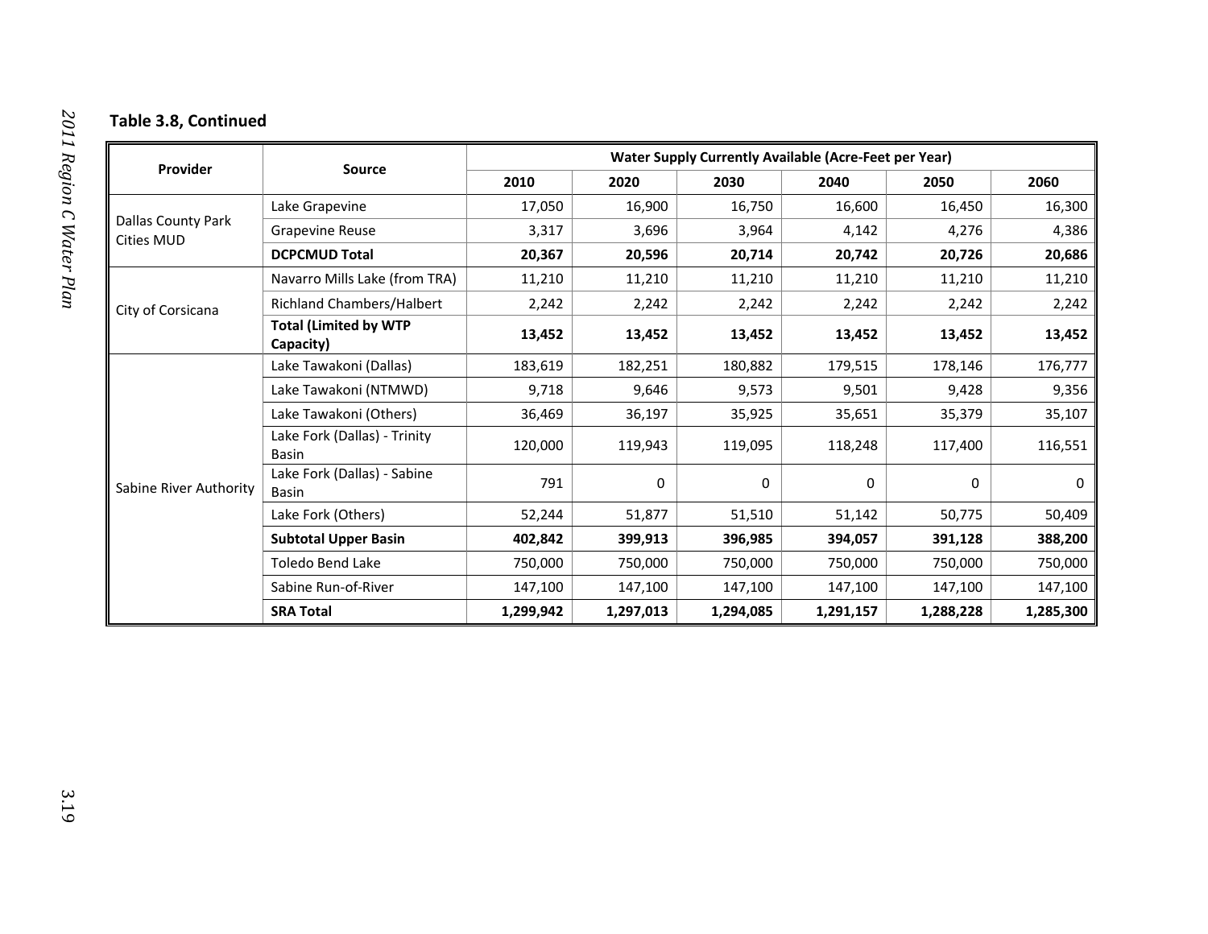**Table 3.8, Continued**

| Provider | Source | Water Supply Currently Available (Acre-Feet per Year) | | | | | |
|---|---|---|---|---|---|---|---|
| | | 2010 | 2020 | 2030 | 2040 | 2050 | 2060 |
| Dallas County Park Cities MUD | Lake Grapevine | 17,050 | 16,900 | 16,750 | 16,600 | 16,450 | 16,300 |
| | Grapevine Reuse | 3,317 | 3,696 | 3,964 | 4,142 | 4,276 | 4,386 |
| | **DCPCMUD Total** | **20,367** | **20,596** | **20,714** | **20,742** | **20,726** | **20,686** |
| City of Corsicana | Navarro Mills Lake (from TRA) | 11,210 | 11,210 | 11,210 | 11,210 | 11,210 | 11,210 |
| | Richland Chambers/Halbert | 2,242 | 2,242 | 2,242 | 2,242 | 2,242 | 2,242 |
| | **Total (Limited by WTP Capacity)** | **13,452** | **13,452** | **13,452** | **13,452** | **13,452** | **13,452** |
| Sabine River Authority | Lake Tawakoni (Dallas) | 183,619 | 182,251 | 180,882 | 179,515 | 178,146 | 176,777 |
| | Lake Tawakoni (NTMWD) | 9,718 | 9,646 | 9,573 | 9,501 | 9,428 | 9,356 |
| | Lake Tawakoni (Others) | 36,469 | 36,197 | 35,925 | 35,651 | 35,379 | 35,107 |
| | Lake Fork (Dallas) - Trinity Basin | 120,000 | 119,943 | 119,095 | 118,248 | 117,400 | 116,551 |
| | Lake Fork (Dallas) - Sabine Basin | 791 | 0 | 0 | 0 | 0 | 0 |
| | Lake Fork (Others) | 52,244 | 51,877 | 51,510 | 51,142 | 50,775 | 50,409 |
| | **Subtotal Upper Basin** | **402,842** | **399,913** | **396,985** | **394,057** | **391,128** | **388,200** |
| | Toledo Bend Lake | 750,000 | 750,000 | 750,000 | 750,000 | 750,000 | 750,000 |
| | Sabine Run-of-River | 147,100 | 147,100 | 147,100 | 147,100 | 147,100 | 147,100 |
| | **SRA Total** | **1,299,942** | **1,297,013** | **1,294,085** | **1,291,157** | **1,288,228** | **1,285,300** |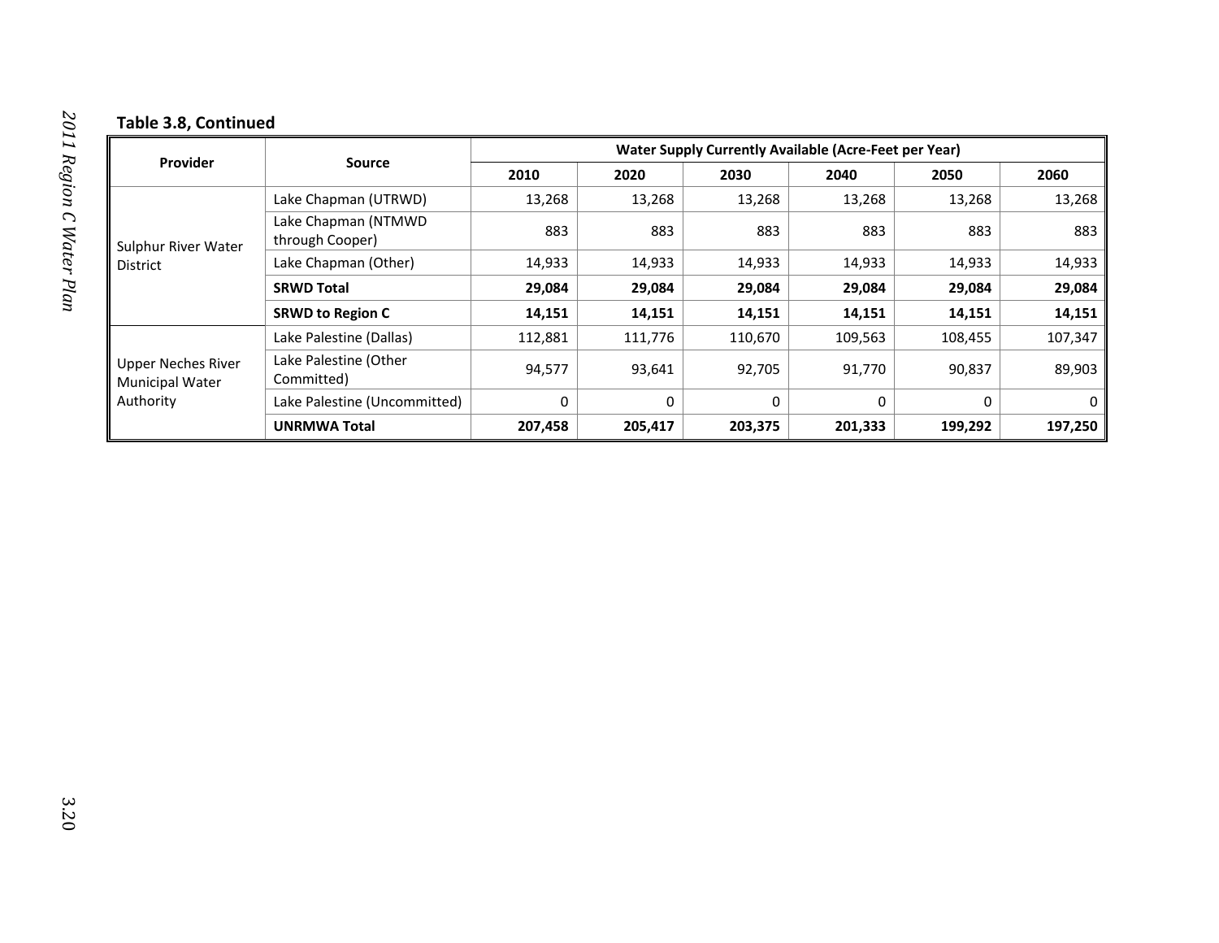**Table 3.8, Continued**

| Provider | Source | Water Supply Currently Available (Acre-Feet per Year) | | | | | |
|---|---|---|---|---|---|---|---|
| | | 2010 | 2020 | 2030 | 2040 | 2050 | 2060 |
| Sulphur River Water District | Lake Chapman (UTRWD) | 13,268 | 13,268 | 13,268 | 13,268 | 13,268 | 13,268 |
| | Lake Chapman (NTMWD through Cooper) | 883 | 883 | 883 | 883 | 883 | 883 |
| | Lake Chapman (Other) | 14,933 | 14,933 | 14,933 | 14,933 | 14,933 | 14,933 |
| | **SRWD Total** | **29,084** | **29,084** | **29,084** | **29,084** | **29,084** | **29,084** |
| | **SRWD to Region C** | **14,151** | **14,151** | **14,151** | **14,151** | **14,151** | **14,151** |
| Upper Neches River Municipal Water Authority | Lake Palestine (Dallas) | 112,881 | 111,776 | 110,670 | 109,563 | 108,455 | 107,347 |
| | Lake Palestine (Other Committed) | 94,577 | 93,641 | 92,705 | 91,770 | 90,837 | 89,903 |
| | Lake Palestine (Uncommitted) | 0 | 0 | 0 | 0 | 0 | 0 |
| | **UNRMWA Total** | **207,458** | **205,417** | **203,375** | **201,333** | **199,292** | **197,250** |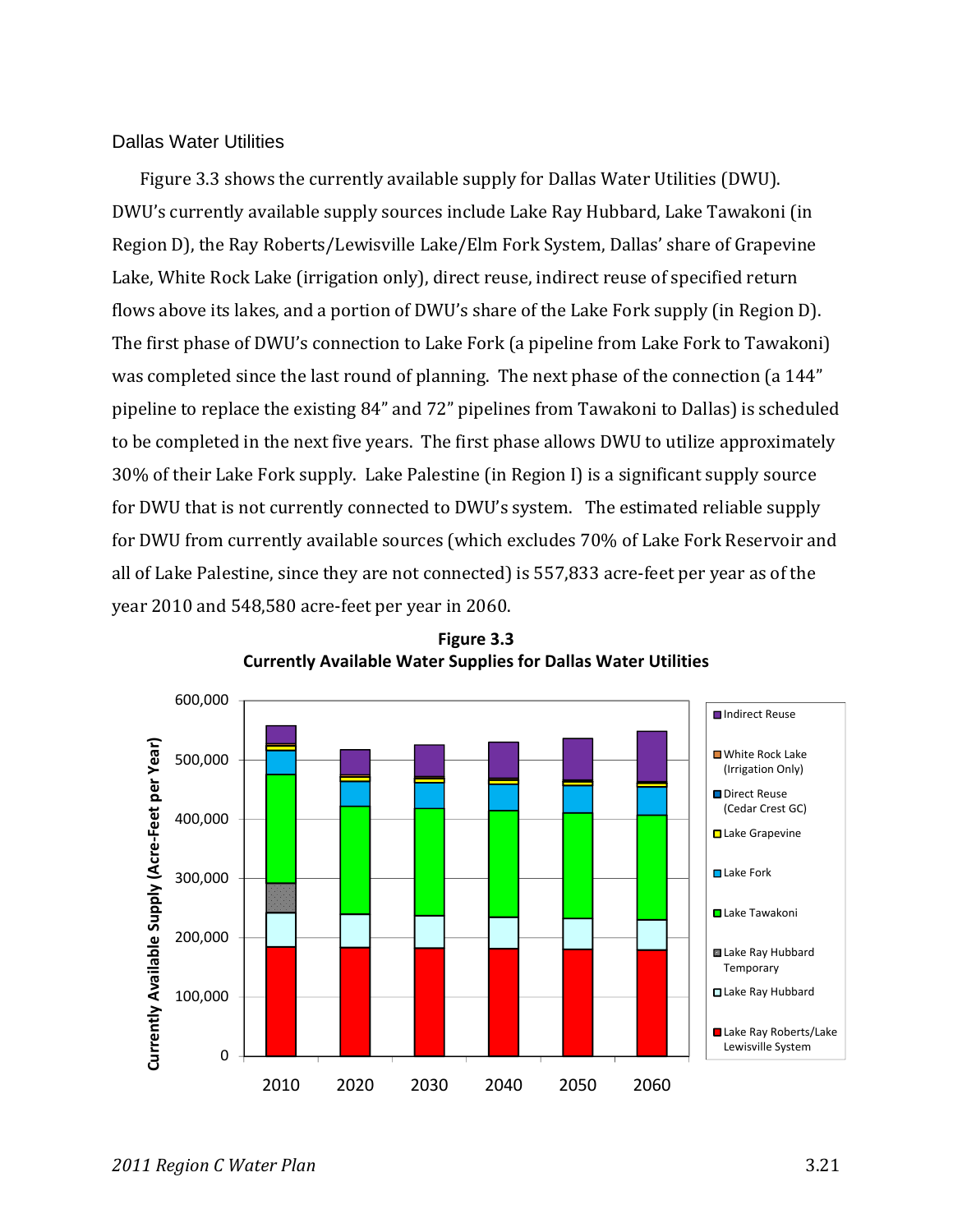## Dallas Water Utilities

Figure 3.3 shows the currently available supply for Dallas Water Utilities (DWU). DWU's currently available supply sources include Lake Ray Hubbard, Lake Tawakoni (in Region D), the Ray Roberts/Lewisville Lake/Elm Fork System, Dallas' share of Grapevine Lake, White Rock Lake (irrigation only), direct reuse, indirect reuse of specified return flows above its lakes, and a portion of DWU's share of the Lake Fork supply (in Region D). The first phase of DWU's connection to Lake Fork (a pipeline from Lake Fork to Tawakoni) was completed since the last round of planning. The next phase of the connection (a 144" pipeline to replace the existing 84" and 72" pipelines from Tawakoni to Dallas) is scheduled to be completed in the next five years. The first phase allows DWU to utilize approximately 30% of their Lake Fork supply. Lake Palestine (in Region I) is a significant supply source for DWU that is not currently connected to DWU's system. The estimated reliable supply for DWU from currently available sources (which excludes 70% of Lake Fork Reservoir and all of Lake Palestine, since they are not connected) is 557,833 acre-feet per year as of the year 2010 and 548,580 acre-feet per year in 2060.

**Figure 3.3**
**Currently Available Water Supplies for Dallas Water Utilities**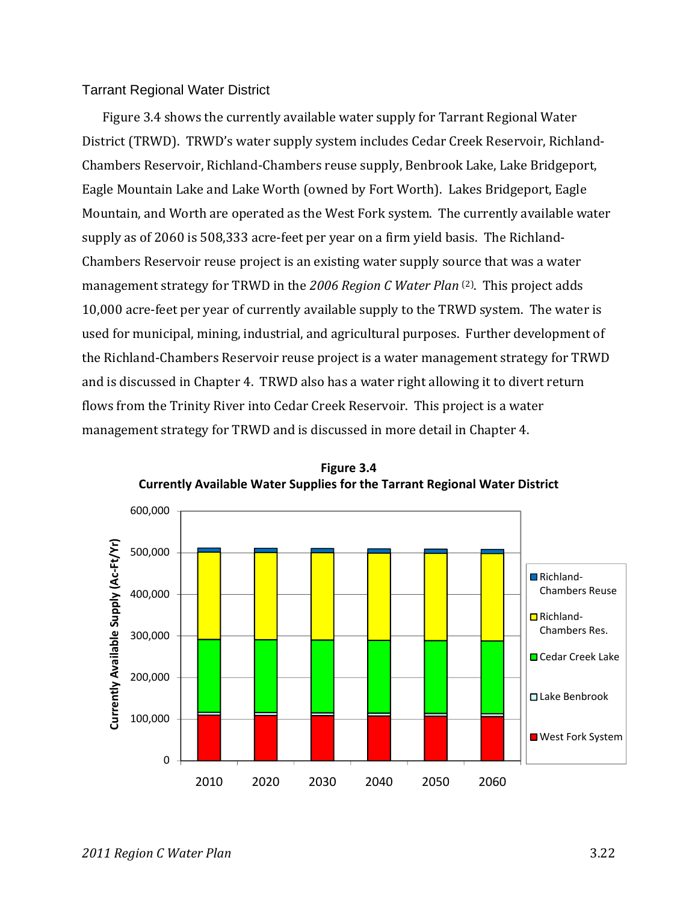### Tarrant Regional Water District

Figure 3.4 shows the currently available water supply for Tarrant Regional Water District (TRWD). TRWD's water supply system includes Cedar Creek Reservoir, Richland-Chambers Reservoir, Richland-Chambers reuse supply, Benbrook Lake, Lake Bridgeport, Eagle Mountain Lake and Lake Worth (owned by Fort Worth). Lakes Bridgeport, Eagle Mountain, and Worth are operated as the West Fork system. The currently available water supply as of 2060 is 508,333 acre-feet per year on a firm yield basis. The Richland-Chambers Reservoir reuse project is an existing water supply source that was a water management strategy for TRWD in the *2006 Region C Water Plan* (2). This project adds 10,000 acre-feet per year of currently available supply to the TRWD system. The water is used for municipal, mining, industrial, and agricultural purposes. Further development of the Richland-Chambers Reservoir reuse project is a water management strategy for TRWD and is discussed in Chapter 4. TRWD also has a water right allowing it to divert return flows from the Trinity River into Cedar Creek Reservoir. This project is a water management strategy for TRWD and is discussed in more detail in Chapter 4.

**Figure 3.4**
**Currently Available Water Supplies for the Tarrant Regional Water District**

Currently Available Supply (Ac-Ft/Yr)

600,000
500,000
400,000
300,000
200,000
100,000
0

2010 2020 2030 2040 2050 2060

Richland-Chambers Reuse
Richland-Chambers Res.
Cedar Creek Lake
Lake Benbrook
West Fork System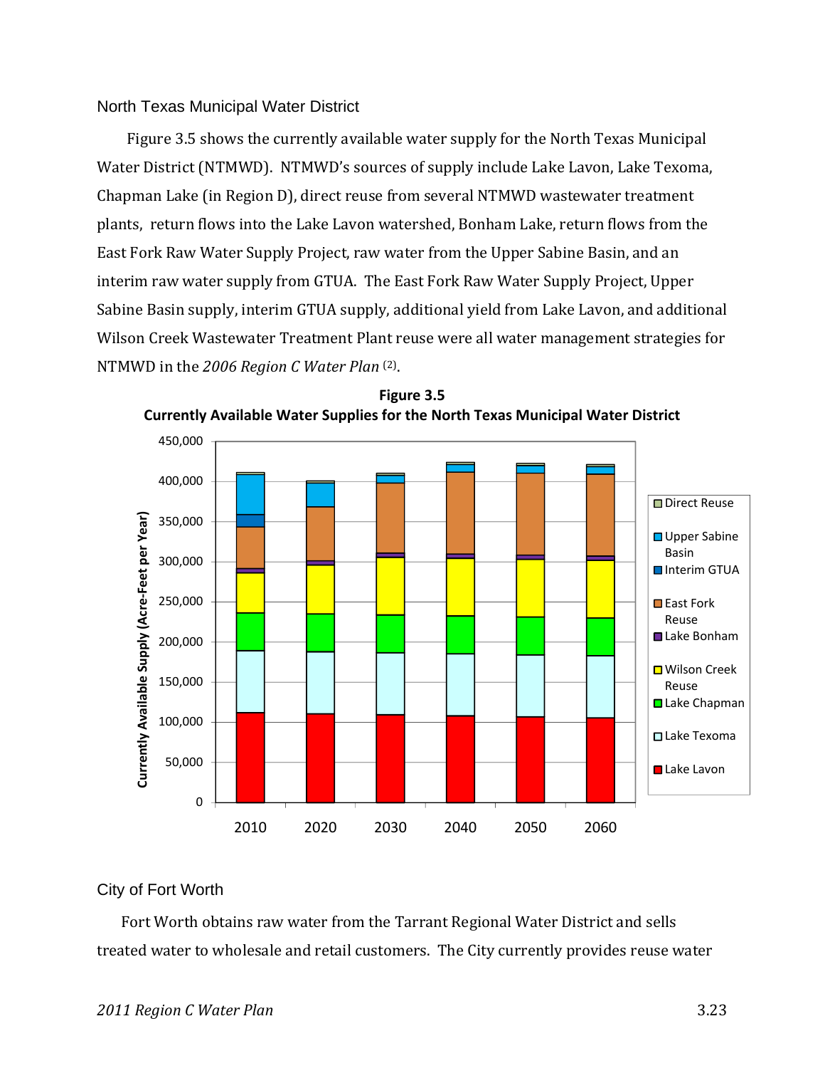### North Texas Municipal Water District

Figure 3.5 shows the currently available water supply for the North Texas Municipal Water District (NTMWD). NTMWD's sources of supply include Lake Lavon, Lake Texoma, Chapman Lake (in Region D), direct reuse from several NTMWD wastewater treatment plants, return flows into the Lake Lavon watershed, Bonham Lake, return flows from the East Fork Raw Water Supply Project, raw water from the Upper Sabine Basin, and an interim raw water supply from GTUA. The East Fork Raw Water Supply Project, Upper Sabine Basin supply, interim GTUA supply, additional yield from Lake Lavon, and additional Wilson Creek Wastewater Treatment Plant reuse were all water management strategies for NTMWD in the *2006 Region C Water Plan* (2).

**Figure 3.5**
**Currently Available Water Supplies for the North Texas Municipal Water District**

### City of Fort Worth

Fort Worth obtains raw water from the Tarrant Regional Water District and sells treated water to wholesale and retail customers. The City currently provides reuse water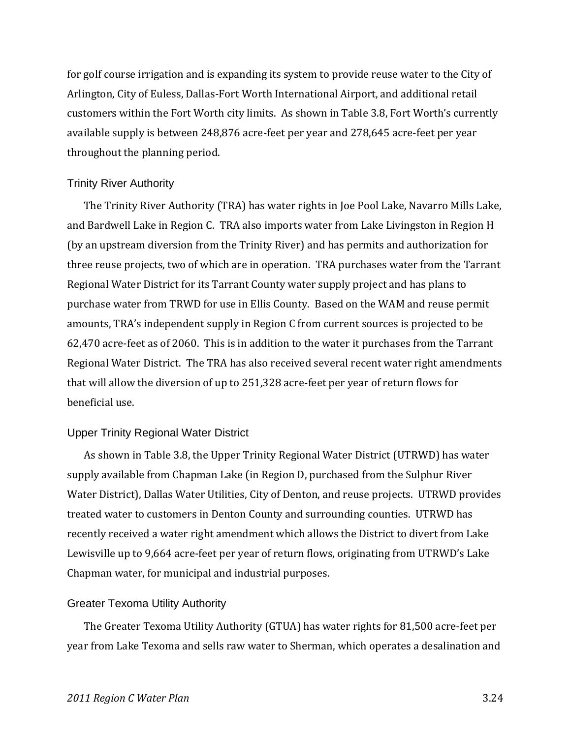for golf course irrigation and is expanding its system to provide reuse water to the City of Arlington, City of Euless, Dallas-Fort Worth International Airport, and additional retail customers within the Fort Worth city limits. As shown in Table 3.8, Fort Worth's currently available supply is between 248,876 acre-feet per year and 278,645 acre-feet per year throughout the planning period.

### Trinity River Authority

The Trinity River Authority (TRA) has water rights in Joe Pool Lake, Navarro Mills Lake, and Bardwell Lake in Region C. TRA also imports water from Lake Livingston in Region H (by an upstream diversion from the Trinity River) and has permits and authorization for three reuse projects, two of which are in operation. TRA purchases water from the Tarrant Regional Water District for its Tarrant County water supply project and has plans to purchase water from TRWD for use in Ellis County. Based on the WAM and reuse permit amounts, TRA's independent supply in Region C from current sources is projected to be 62,470 acre-feet as of 2060. This is in addition to the water it purchases from the Tarrant Regional Water District. The TRA has also received several recent water right amendments that will allow the diversion of up to 251,328 acre-feet per year of return flows for beneficial use.

### Upper Trinity Regional Water District

As shown in Table 3.8, the Upper Trinity Regional Water District (UTRWD) has water supply available from Chapman Lake (in Region D, purchased from the Sulphur River Water District), Dallas Water Utilities, City of Denton, and reuse projects. UTRWD provides treated water to customers in Denton County and surrounding counties. UTRWD has recently received a water right amendment which allows the District to divert from Lake Lewisville up to 9,664 acre-feet per year of return flows, originating from UTRWD's Lake Chapman water, for municipal and industrial purposes.

### Greater Texoma Utility Authority

The Greater Texoma Utility Authority (GTUA) has water rights for 81,500 acre-feet per year from Lake Texoma and sells raw water to Sherman, which operates a desalination and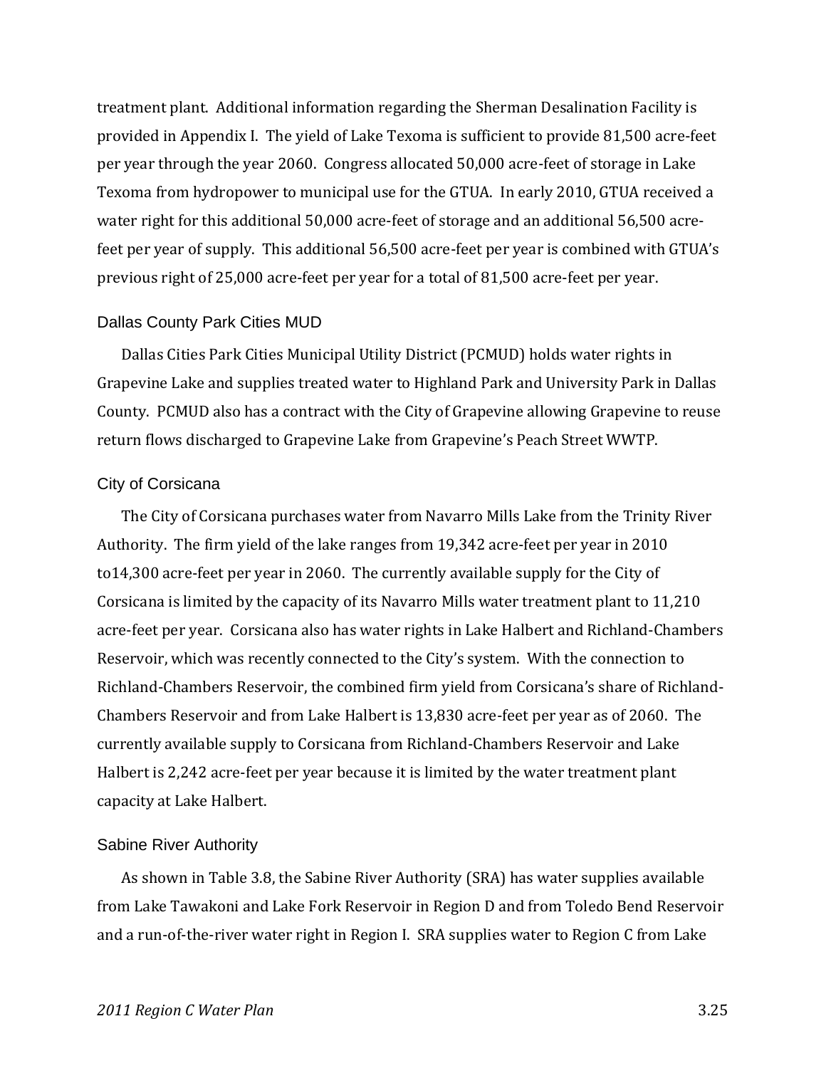treatment plant. Additional information regarding the Sherman Desalination Facility is provided in Appendix I. The yield of Lake Texoma is sufficient to provide 81,500 acre-feet per year through the year 2060. Congress allocated 50,000 acre-feet of storage in Lake Texoma from hydropower to municipal use for the GTUA. In early 2010, GTUA received a water right for this additional 50,000 acre-feet of storage and an additional 56,500 acre-feet per year of supply. This additional 56,500 acre-feet per year is combined with GTUA's previous right of 25,000 acre-feet per year for a total of 81,500 acre-feet per year.

### Dallas County Park Cities MUD

Dallas Cities Park Cities Municipal Utility District (PCMUD) holds water rights in Grapevine Lake and supplies treated water to Highland Park and University Park in Dallas County. PCMUD also has a contract with the City of Grapevine allowing Grapevine to reuse return flows discharged to Grapevine Lake from Grapevine's Peach Street WWTP.

### City of Corsicana

The City of Corsicana purchases water from Navarro Mills Lake from the Trinity River Authority. The firm yield of the lake ranges from 19,342 acre-feet per year in 2010 to14,300 acre-feet per year in 2060. The currently available supply for the City of Corsicana is limited by the capacity of its Navarro Mills water treatment plant to 11,210 acre-feet per year. Corsicana also has water rights in Lake Halbert and Richland-Chambers Reservoir, which was recently connected to the City's system. With the connection to Richland-Chambers Reservoir, the combined firm yield from Corsicana's share of Richland-Chambers Reservoir and from Lake Halbert is 13,830 acre-feet per year as of 2060. The currently available supply to Corsicana from Richland-Chambers Reservoir and Lake Halbert is 2,242 acre-feet per year because it is limited by the water treatment plant capacity at Lake Halbert.

### Sabine River Authority

As shown in Table 3.8, the Sabine River Authority (SRA) has water supplies available from Lake Tawakoni and Lake Fork Reservoir in Region D and from Toledo Bend Reservoir and a run-of-the-river water right in Region I. SRA supplies water to Region C from Lake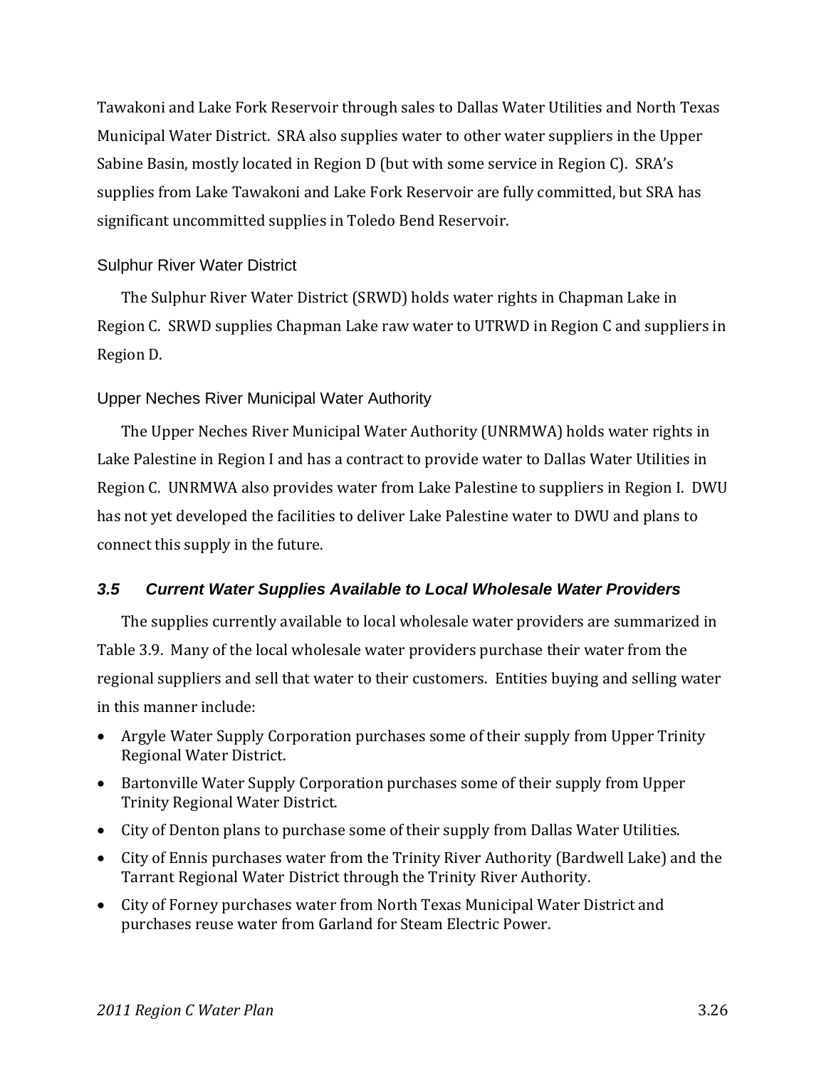Tawakoni and Lake Fork Reservoir through sales to Dallas Water Utilities and North Texas Municipal Water District. SRA also supplies water to other water suppliers in the Upper Sabine Basin, mostly located in Region D (but with some service in Region C). SRA's supplies from Lake Tawakoni and Lake Fork Reservoir are fully committed, but SRA has significant uncommitted supplies in Toledo Bend Reservoir.

### Sulphur River Water District

The Sulphur River Water District (SRWD) holds water rights in Chapman Lake in Region C. SRWD supplies Chapman Lake raw water to UTRWD in Region C and suppliers in Region D.

### Upper Neches River Municipal Water Authority

The Upper Neches River Municipal Water Authority (UNRMWA) holds water rights in Lake Palestine in Region I and has a contract to provide water to Dallas Water Utilities in Region C. UNRMWA also provides water from Lake Palestine to suppliers in Region I. DWU has not yet developed the facilities to deliver Lake Palestine water to DWU and plans to connect this supply in the future.

## *3.5 Current Water Supplies Available to Local Wholesale Water Providers*

The supplies currently available to local wholesale water providers are summarized in Table 3.9. Many of the local wholesale water providers purchase their water from the regional suppliers and sell that water to their customers. Entities buying and selling water in this manner include:

- Argyle Water Supply Corporation purchases some of their supply from Upper Trinity Regional Water District.
- Bartonville Water Supply Corporation purchases some of their supply from Upper Trinity Regional Water District.
- City of Denton plans to purchase some of their supply from Dallas Water Utilities.
- City of Ennis purchases water from the Trinity River Authority (Bardwell Lake) and the Tarrant Regional Water District through the Trinity River Authority.
- City of Forney purchases water from North Texas Municipal Water District and purchases reuse water from Garland for Steam Electric Power.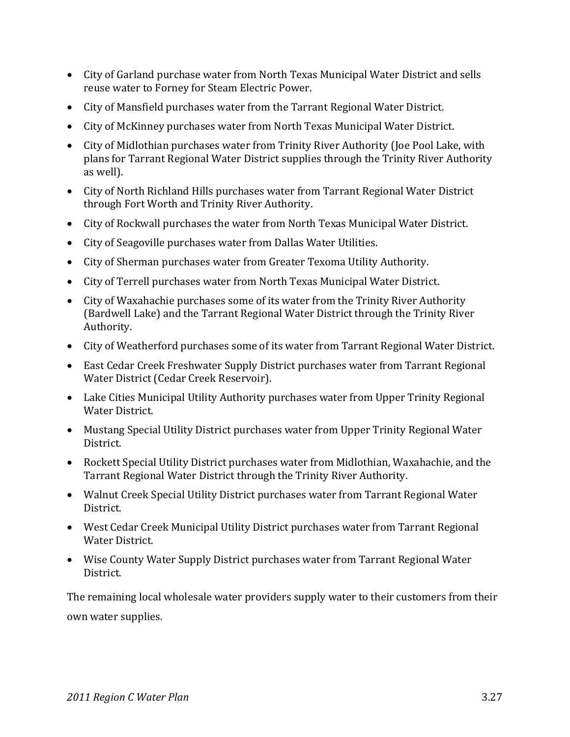- City of Garland purchase water from North Texas Municipal Water District and sells reuse water to Forney for Steam Electric Power.
- City of Mansfield purchases water from the Tarrant Regional Water District.
- City of McKinney purchases water from North Texas Municipal Water District.
- City of Midlothian purchases water from Trinity River Authority (Joe Pool Lake, with plans for Tarrant Regional Water District supplies through the Trinity River Authority as well).
- City of North Richland Hills purchases water from Tarrant Regional Water District through Fort Worth and Trinity River Authority.
- City of Rockwall purchases the water from North Texas Municipal Water District.
- City of Seagoville purchases water from Dallas Water Utilities.
- City of Sherman purchases water from Greater Texoma Utility Authority.
- City of Terrell purchases water from North Texas Municipal Water District.
- City of Waxahachie purchases some of its water from the Trinity River Authority (Bardwell Lake) and the Tarrant Regional Water District through the Trinity River Authority.
- City of Weatherford purchases some of its water from Tarrant Regional Water District.
- East Cedar Creek Freshwater Supply District purchases water from Tarrant Regional Water District (Cedar Creek Reservoir).
- Lake Cities Municipal Utility Authority purchases water from Upper Trinity Regional Water District.
- Mustang Special Utility District purchases water from Upper Trinity Regional Water District.
- Rockett Special Utility District purchases water from Midlothian, Waxahachie, and the Tarrant Regional Water District through the Trinity River Authority.
- Walnut Creek Special Utility District purchases water from Tarrant Regional Water District.
- West Cedar Creek Municipal Utility District purchases water from Tarrant Regional Water District.
- Wise County Water Supply District purchases water from Tarrant Regional Water District.

The remaining local wholesale water providers supply water to their customers from their own water supplies.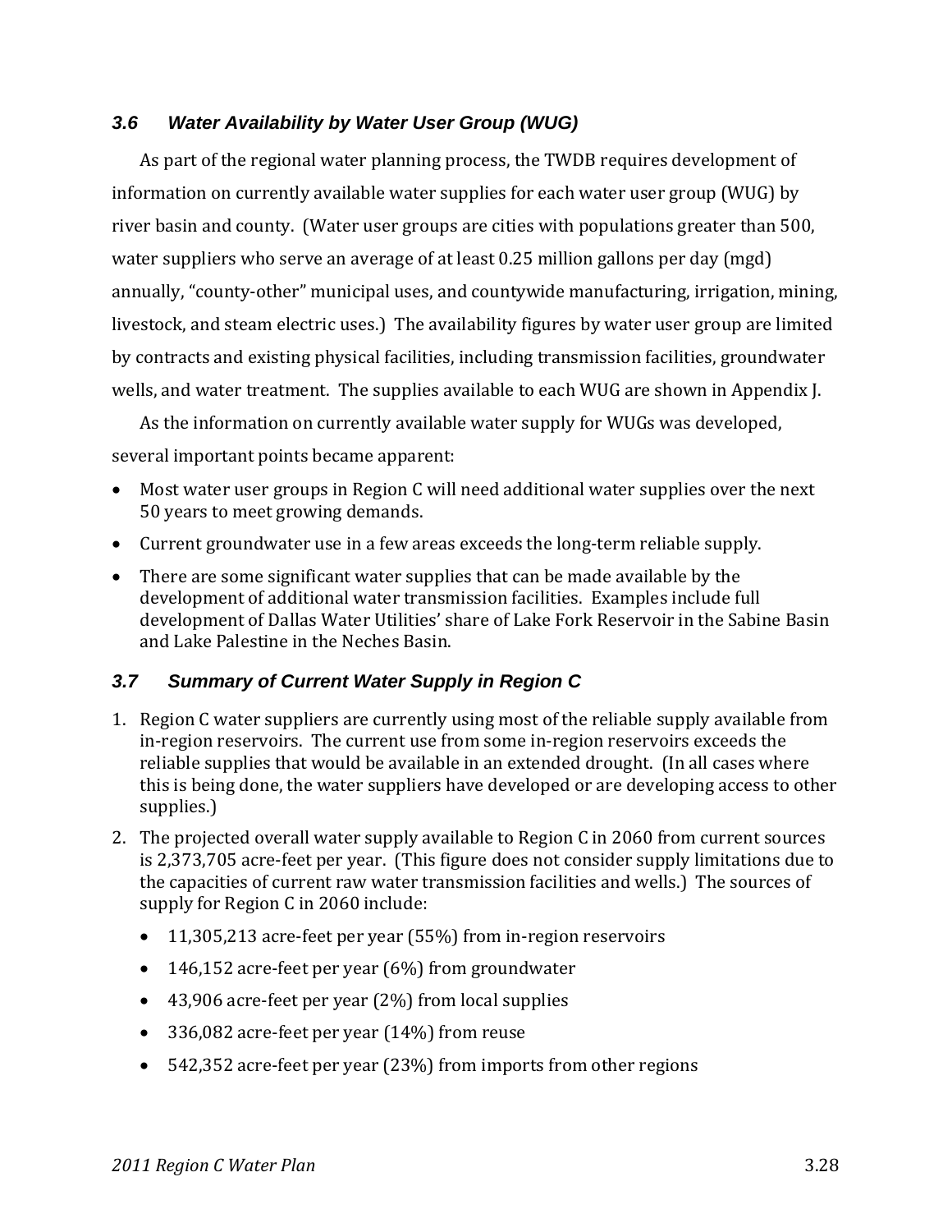### *3.6 Water Availability by Water User Group (WUG)*

As part of the regional water planning process, the TWDB requires development of information on currently available water supplies for each water user group (WUG) by river basin and county. (Water user groups are cities with populations greater than 500, water suppliers who serve an average of at least 0.25 million gallons per day (mgd) annually, "county-other" municipal uses, and countywide manufacturing, irrigation, mining, livestock, and steam electric uses.) The availability figures by water user group are limited by contracts and existing physical facilities, including transmission facilities, groundwater wells, and water treatment. The supplies available to each WUG are shown in Appendix J.

As the information on currently available water supply for WUGs was developed, several important points became apparent:

- Most water user groups in Region C will need additional water supplies over the next 50 years to meet growing demands.
- Current groundwater use in a few areas exceeds the long-term reliable supply.
- There are some significant water supplies that can be made available by the development of additional water transmission facilities. Examples include full development of Dallas Water Utilities' share of Lake Fork Reservoir in the Sabine Basin and Lake Palestine in the Neches Basin.

### *3.7 Summary of Current Water Supply in Region C*

1. Region C water suppliers are currently using most of the reliable supply available from in-region reservoirs. The current use from some in-region reservoirs exceeds the reliable supplies that would be available in an extended drought. (In all cases where this is being done, the water suppliers have developed or are developing access to other supplies.)
2. The projected overall water supply available to Region C in 2060 from current sources is 2,373,705 acre-feet per year. (This figure does not consider supply limitations due to the capacities of current raw water transmission facilities and wells.) The sources of supply for Region C in 2060 include:
   - 11,305,213 acre-feet per year (55%) from in-region reservoirs
   - 146,152 acre-feet per year (6%) from groundwater
   - 43,906 acre-feet per year (2%) from local supplies
   - 336,082 acre-feet per year (14%) from reuse
   - 542,352 acre-feet per year (23%) from imports from other regions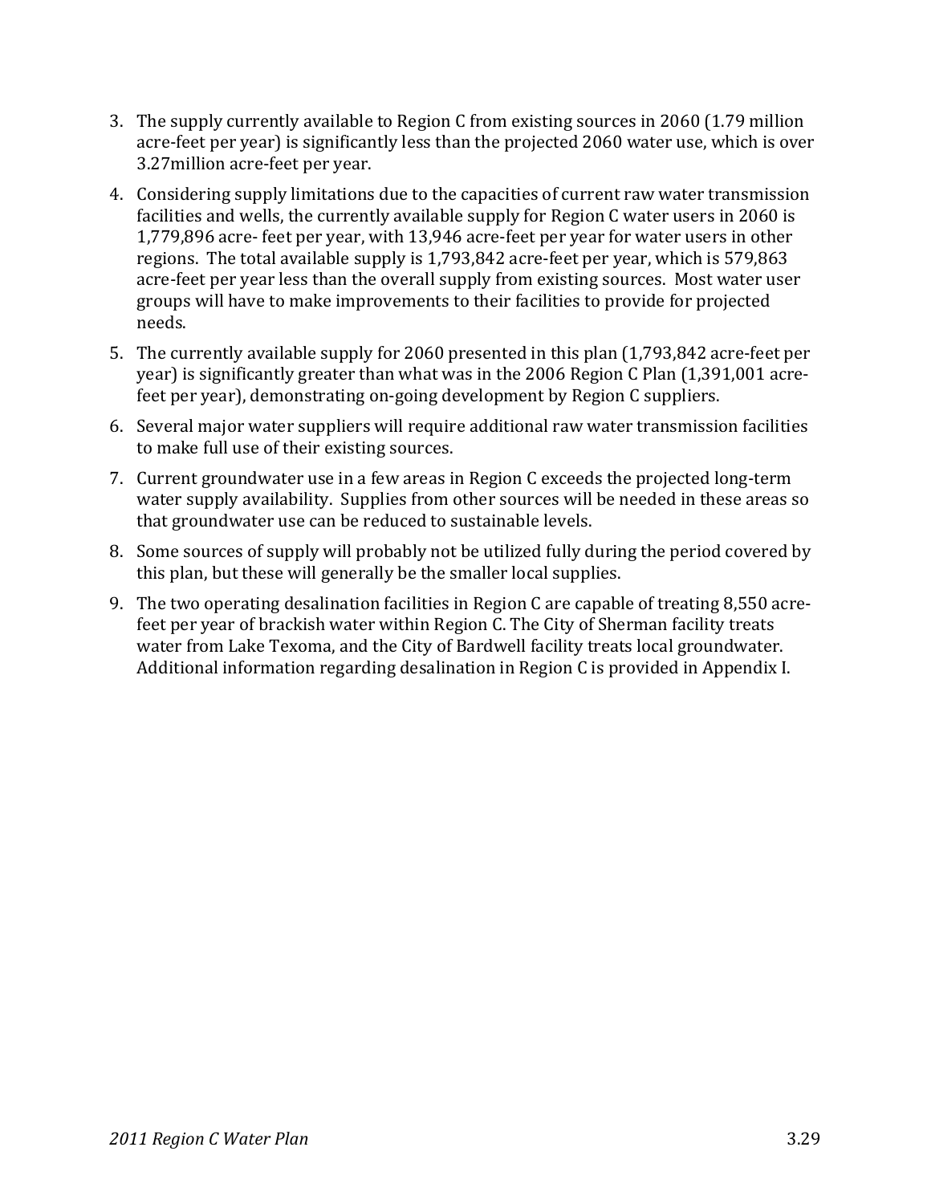3. The supply currently available to Region C from existing sources in 2060 (1.79 million acre-feet per year) is significantly less than the projected 2060 water use, which is over 3.27million acre-feet per year.
4. Considering supply limitations due to the capacities of current raw water transmission facilities and wells, the currently available supply for Region C water users in 2060 is 1,779,896 acre- feet per year, with 13,946 acre-feet per year for water users in other regions. The total available supply is 1,793,842 acre-feet per year, which is 579,863 acre-feet per year less than the overall supply from existing sources. Most water user groups will have to make improvements to their facilities to provide for projected needs.
5. The currently available supply for 2060 presented in this plan (1,793,842 acre-feet per year) is significantly greater than what was in the 2006 Region C Plan (1,391,001 acre-feet per year), demonstrating on-going development by Region C suppliers.
6. Several major water suppliers will require additional raw water transmission facilities to make full use of their existing sources.
7. Current groundwater use in a few areas in Region C exceeds the projected long-term water supply availability. Supplies from other sources will be needed in these areas so that groundwater use can be reduced to sustainable levels.
8. Some sources of supply will probably not be utilized fully during the period covered by this plan, but these will generally be the smaller local supplies.
9. The two operating desalination facilities in Region C are capable of treating 8,550 acre-feet per year of brackish water within Region C. The City of Sherman facility treats water from Lake Texoma, and the City of Bardwell facility treats local groundwater. Additional information regarding desalination in Region C is provided in Appendix I.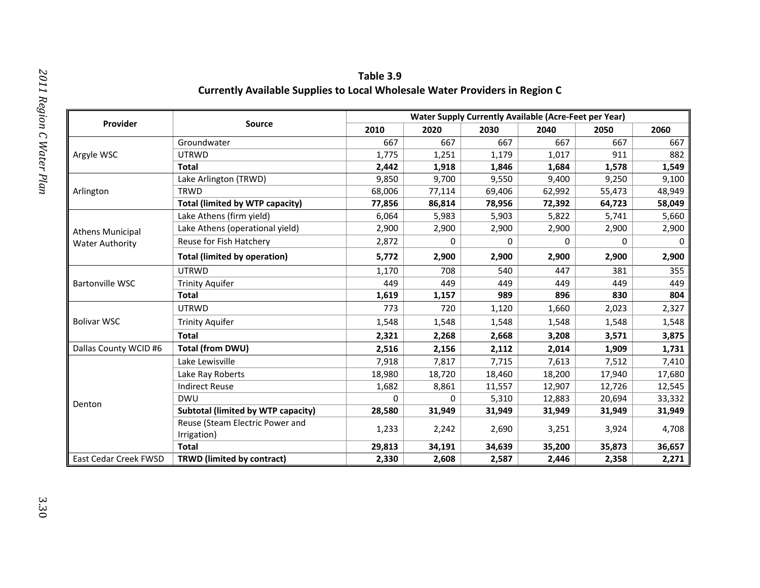**Table 3.9**
**Currently Available Supplies to Local Wholesale Water Providers in Region C**

| Provider | Source | Water Supply Currently Available (Acre-Feet per Year) | | | | | |
|---|---|---|---|---|---|---|---|
| | | 2010 | 2020 | 2030 | 2040 | 2050 | 2060 |
| Argyle WSC | Groundwater | 667 | 667 | 667 | 667 | 667 | 667 |
| | UTRWD | 1,775 | 1,251 | 1,179 | 1,017 | 911 | 882 |
| | **Total** | **2,442** | **1,918** | **1,846** | **1,684** | **1,578** | **1,549** |
| Arlington | Lake Arlington (TRWD) | 9,850 | 9,700 | 9,550 | 9,400 | 9,250 | 9,100 |
| | TRWD | 68,006 | 77,114 | 69,406 | 62,992 | 55,473 | 48,949 |
| | **Total (limited by WTP capacity)** | **77,856** | **86,814** | **78,956** | **72,392** | **64,723** | **58,049** |
| Athens Municipal Water Authority | Lake Athens (firm yield) | 6,064 | 5,983 | 5,903 | 5,822 | 5,741 | 5,660 |
| | Lake Athens (operational yield) | 2,900 | 2,900 | 2,900 | 2,900 | 2,900 | 2,900 |
| | Reuse for Fish Hatchery | 2,872 | 0 | 0 | 0 | 0 | 0 |
| | **Total (limited by operation)** | **5,772** | **2,900** | **2,900** | **2,900** | **2,900** | **2,900** |
| Bartonville WSC | UTRWD | 1,170 | 708 | 540 | 447 | 381 | 355 |
| | Trinity Aquifer | 449 | 449 | 449 | 449 | 449 | 449 |
| | **Total** | **1,619** | **1,157** | **989** | **896** | **830** | **804** |
| Bolivar WSC | UTRWD | 773 | 720 | 1,120 | 1,660 | 2,023 | 2,327 |
| | Trinity Aquifer | 1,548 | 1,548 | 1,548 | 1,548 | 1,548 | 1,548 |
| | **Total** | **2,321** | **2,268** | **2,668** | **3,208** | **3,571** | **3,875** |
| Dallas County WCID #6 | **Total (from DWU)** | **2,516** | **2,156** | **2,112** | **2,014** | **1,909** | **1,731** |
| Denton | Lake Lewisville | 7,918 | 7,817 | 7,715 | 7,613 | 7,512 | 7,410 |
| | Lake Ray Roberts | 18,980 | 18,720 | 18,460 | 18,200 | 17,940 | 17,680 |
| | Indirect Reuse | 1,682 | 8,861 | 11,557 | 12,907 | 12,726 | 12,545 |
| | DWU | 0 | 0 | 5,310 | 12,883 | 20,694 | 33,332 |
| | **Subtotal (limited by WTP capacity)** | **28,580** | **31,949** | **31,949** | **31,949** | **31,949** | **31,949** |
| | Reuse (Steam Electric Power and Irrigation) | 1,233 | 2,242 | 2,690 | 3,251 | 3,924 | 4,708 |
| | **Total** | **29,813** | **34,191** | **34,639** | **35,200** | **35,873** | **36,657** |
| East Cedar Creek FWSD | **TRWD (limited by contract)** | **2,330** | **2,608** | **2,587** | **2,446** | **2,358** | **2,271** |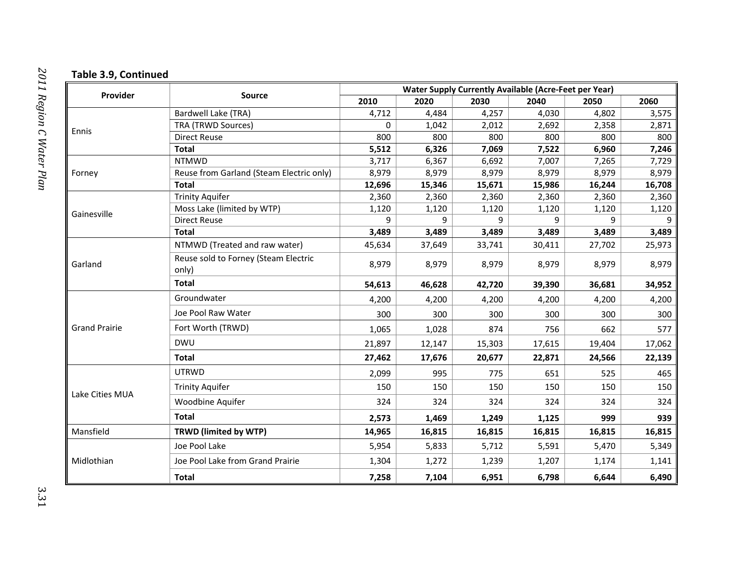**Table 3.9, Continued**

| Provider | Source | Water Supply Currently Available (Acre-Feet per Year) | | | | | |
|---|---|---|---|---|---|---|---|
| | | 2010 | 2020 | 2030 | 2040 | 2050 | 2060 |
| Ennis | Bardwell Lake (TRA) | 4,712 | 4,484 | 4,257 | 4,030 | 4,802 | 3,575 |
| | TRA (TRWD Sources) | 0 | 1,042 | 2,012 | 2,692 | 2,358 | 2,871 |
| | Direct Reuse | 800 | 800 | 800 | 800 | 800 | 800 |
| | **Total** | **5,512** | **6,326** | **7,069** | **7,522** | **6,960** | **7,246** |
| Forney | NTMWD | 3,717 | 6,367 | 6,692 | 7,007 | 7,265 | 7,729 |
| | Reuse from Garland (Steam Electric only) | 8,979 | 8,979 | 8,979 | 8,979 | 8,979 | 8,979 |
| | **Total** | **12,696** | **15,346** | **15,671** | **15,986** | **16,244** | **16,708** |
| Gainesville | Trinity Aquifer | 2,360 | 2,360 | 2,360 | 2,360 | 2,360 | 2,360 |
| | Moss Lake (limited by WTP) | 1,120 | 1,120 | 1,120 | 1,120 | 1,120 | 1,120 |
| | Direct Reuse | 9 | 9 | 9 | 9 | 9 | 9 |
| | **Total** | **3,489** | **3,489** | **3,489** | **3,489** | **3,489** | **3,489** |
| Garland | NTMWD (Treated and raw water) | 45,634 | 37,649 | 33,741 | 30,411 | 27,702 | 25,973 |
| | Reuse sold to Forney (Steam Electric only) | 8,979 | 8,979 | 8,979 | 8,979 | 8,979 | 8,979 |
| | **Total** | **54,613** | **46,628** | **42,720** | **39,390** | **36,681** | **34,952** |
| Grand Prairie | Groundwater | 4,200 | 4,200 | 4,200 | 4,200 | 4,200 | 4,200 |
| | Joe Pool Raw Water | 300 | 300 | 300 | 300 | 300 | 300 |
| | Fort Worth (TRWD) | 1,065 | 1,028 | 874 | 756 | 662 | 577 |
| | DWU | 21,897 | 12,147 | 15,303 | 17,615 | 19,404 | 17,062 |
| | **Total** | **27,462** | **17,676** | **20,677** | **22,871** | **24,566** | **22,139** |
| Lake Cities MUA | UTRWD | 2,099 | 995 | 775 | 651 | 525 | 465 |
| | Trinity Aquifer | 150 | 150 | 150 | 150 | 150 | 150 |
| | Woodbine Aquifer | 324 | 324 | 324 | 324 | 324 | 324 |
| | **Total** | **2,573** | **1,469** | **1,249** | **1,125** | **999** | **939** |
| Mansfield | **TRWD (limited by WTP)** | **14,965** | **16,815** | **16,815** | **16,815** | **16,815** | **16,815** |
| Midlothian | Joe Pool Lake | 5,954 | 5,833 | 5,712 | 5,591 | 5,470 | 5,349 |
| | Joe Pool Lake from Grand Prairie | 1,304 | 1,272 | 1,239 | 1,207 | 1,174 | 1,141 |
| | **Total** | **7,258** | **7,104** | **6,951** | **6,798** | **6,644** | **6,490** |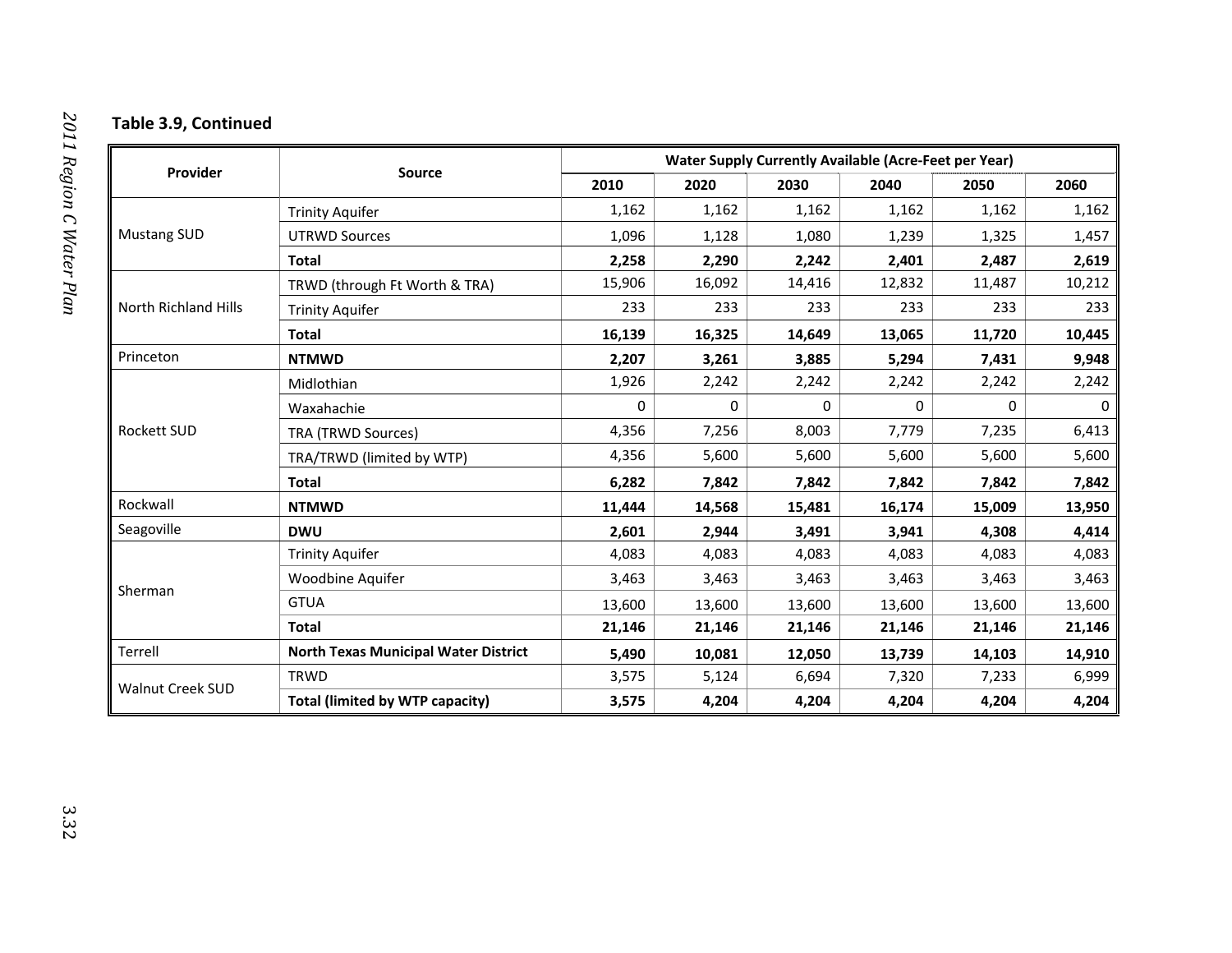**Table 3.9, Continued**

| Provider | Source | Water Supply Currently Available (Acre-Feet per Year) | | | | | |
|---|---|---|---|---|---|---|---|
| | | 2010 | 2020 | 2030 | 2040 | 2050 | 2060 |
| Mustang SUD | Trinity Aquifer | 1,162 | 1,162 | 1,162 | 1,162 | 1,162 | 1,162 |
| | UTRWD Sources | 1,096 | 1,128 | 1,080 | 1,239 | 1,325 | 1,457 |
| | **Total** | **2,258** | **2,290** | **2,242** | **2,401** | **2,487** | **2,619** |
| North Richland Hills | TRWD (through Ft Worth & TRA) | 15,906 | 16,092 | 14,416 | 12,832 | 11,487 | 10,212 |
| | Trinity Aquifer | 233 | 233 | 233 | 233 | 233 | 233 |
| | **Total** | **16,139** | **16,325** | **14,649** | **13,065** | **11,720** | **10,445** |
| Princeton | **NTMWD** | **2,207** | **3,261** | **3,885** | **5,294** | **7,431** | **9,948** |
| Rockett SUD | Midlothian | 1,926 | 2,242 | 2,242 | 2,242 | 2,242 | 2,242 |
| | Waxahachie | 0 | 0 | 0 | 0 | 0 | 0 |
| | TRA (TRWD Sources) | 4,356 | 7,256 | 8,003 | 7,779 | 7,235 | 6,413 |
| | TRA/TRWD (limited by WTP) | 4,356 | 5,600 | 5,600 | 5,600 | 5,600 | 5,600 |
| | **Total** | **6,282** | **7,842** | **7,842** | **7,842** | **7,842** | **7,842** |
| Rockwall | **NTMWD** | **11,444** | **14,568** | **15,481** | **16,174** | **15,009** | **13,950** |
| Seagoville | **DWU** | **2,601** | **2,944** | **3,491** | **3,941** | **4,308** | **4,414** |
| Sherman | Trinity Aquifer | 4,083 | 4,083 | 4,083 | 4,083 | 4,083 | 4,083 |
| | Woodbine Aquifer | 3,463 | 3,463 | 3,463 | 3,463 | 3,463 | 3,463 |
| | GTUA | 13,600 | 13,600 | 13,600 | 13,600 | 13,600 | 13,600 |
| | **Total** | **21,146** | **21,146** | **21,146** | **21,146** | **21,146** | **21,146** |
| Terrell | **North Texas Municipal Water District** | **5,490** | **10,081** | **12,050** | **13,739** | **14,103** | **14,910** |
| Walnut Creek SUD | TRWD | 3,575 | 5,124 | 6,694 | 7,320 | 7,233 | 6,999 |
| | **Total (limited by WTP capacity)** | **3,575** | **4,204** | **4,204** | **4,204** | **4,204** | **4,204** |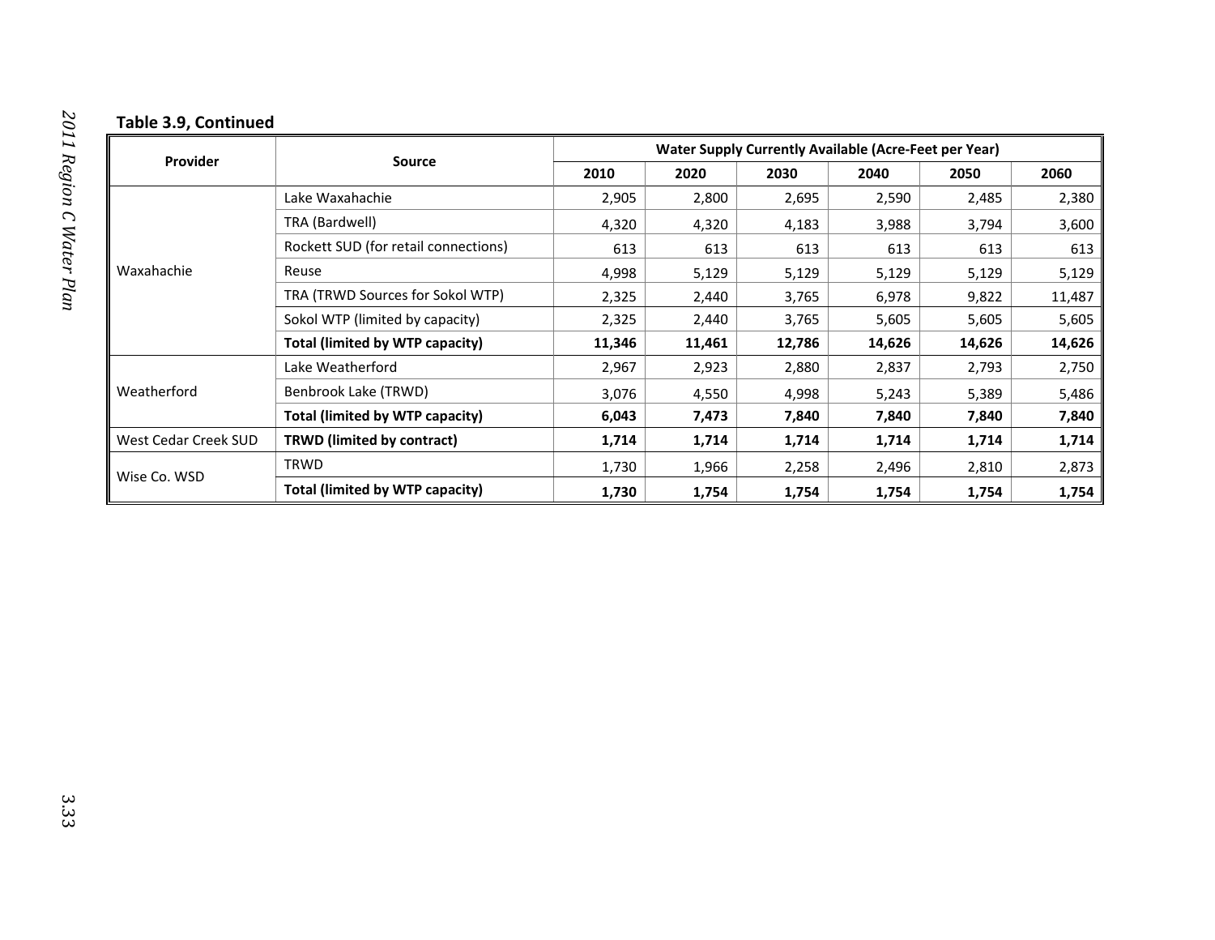**Table 3.9, Continued**

| Provider | Source | Water Supply Currently Available (Acre-Feet per Year) | | | | | |
|---|---|---|---|---|---|---|---|
| | | 2010 | 2020 | 2030 | 2040 | 2050 | 2060 |
| Waxahachie | Lake Waxahachie | 2,905 | 2,800 | 2,695 | 2,590 | 2,485 | 2,380 |
| | TRA (Bardwell) | 4,320 | 4,320 | 4,183 | 3,988 | 3,794 | 3,600 |
| | Rockett SUD (for retail connections) | 613 | 613 | 613 | 613 | 613 | 613 |
| | Reuse | 4,998 | 5,129 | 5,129 | 5,129 | 5,129 | 5,129 |
| | TRA (TRWD Sources for Sokol WTP) | 2,325 | 2,440 | 3,765 | 6,978 | 9,822 | 11,487 |
| | Sokol WTP (limited by capacity) | 2,325 | 2,440 | 3,765 | 5,605 | 5,605 | 5,605 |
| | **Total (limited by WTP capacity)** | **11,346** | **11,461** | **12,786** | **14,626** | **14,626** | **14,626** |
| Weatherford | Lake Weatherford | 2,967 | 2,923 | 2,880 | 2,837 | 2,793 | 2,750 |
| | Benbrook Lake (TRWD) | 3,076 | 4,550 | 4,998 | 5,243 | 5,389 | 5,486 |
| | **Total (limited by WTP capacity)** | **6,043** | **7,473** | **7,840** | **7,840** | **7,840** | **7,840** |
| West Cedar Creek SUD | **TRWD (limited by contract)** | **1,714** | **1,714** | **1,714** | **1,714** | **1,714** | **1,714** |
| Wise Co. WSD | TRWD | 1,730 | 1,966 | 2,258 | 2,496 | 2,810 | 2,873 |
| | **Total (limited by WTP capacity)** | **1,730** | **1,754** | **1,754** | **1,754** | **1,754** | **1,754** |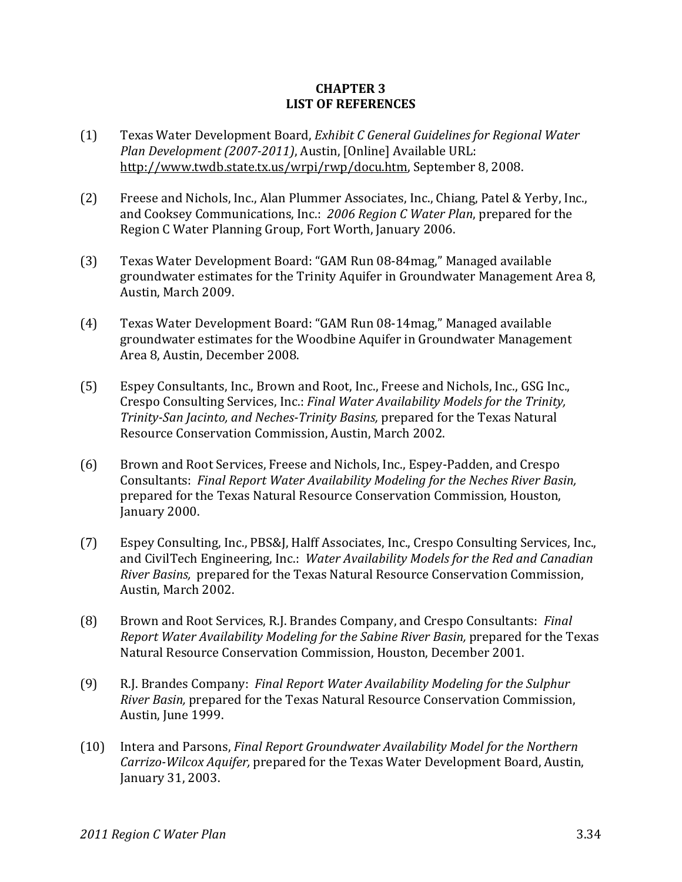# CHAPTER 3
# LIST OF REFERENCES

(1) Texas Water Development Board, *Exhibit C General Guidelines for Regional Water Plan Development (2007-2011)*, Austin, [Online] Available URL: http://www.twdb.state.tx.us/wrpi/rwp/docu.htm, September 8, 2008.

(2) Freese and Nichols, Inc., Alan Plummer Associates, Inc., Chiang, Patel & Yerby, Inc., and Cooksey Communications, Inc.: *2006 Region C Water Plan*, prepared for the Region C Water Planning Group, Fort Worth, January 2006.

(3) Texas Water Development Board: "GAM Run 08-84mag," Managed available groundwater estimates for the Trinity Aquifer in Groundwater Management Area 8, Austin, March 2009.

(4) Texas Water Development Board: "GAM Run 08-14mag," Managed available groundwater estimates for the Woodbine Aquifer in Groundwater Management Area 8, Austin, December 2008.

(5) Espey Consultants, Inc., Brown and Root, Inc., Freese and Nichols, Inc., GSG Inc., Crespo Consulting Services, Inc.: *Final Water Availability Models for the Trinity, Trinity-San Jacinto, and Neches-Trinity Basins,* prepared for the Texas Natural Resource Conservation Commission, Austin, March 2002.

(6) Brown and Root Services, Freese and Nichols, Inc., Espey-Padden, and Crespo Consultants: *Final Report Water Availability Modeling for the Neches River Basin,* prepared for the Texas Natural Resource Conservation Commission, Houston, January 2000.

(7) Espey Consulting, Inc., PBS&J, Halff Associates, Inc., Crespo Consulting Services, Inc., and CivilTech Engineering, Inc.: *Water Availability Models for the Red and Canadian River Basins,* prepared for the Texas Natural Resource Conservation Commission, Austin, March 2002.

(8) Brown and Root Services, R.J. Brandes Company, and Crespo Consultants: *Final Report Water Availability Modeling for the Sabine River Basin,* prepared for the Texas Natural Resource Conservation Commission, Houston, December 2001.

(9) R.J. Brandes Company: *Final Report Water Availability Modeling for the Sulphur River Basin,* prepared for the Texas Natural Resource Conservation Commission, Austin, June 1999.

(10) Intera and Parsons, *Final Report Groundwater Availability Model for the Northern Carrizo-Wilcox Aquifer,* prepared for the Texas Water Development Board, Austin, January 31, 2003.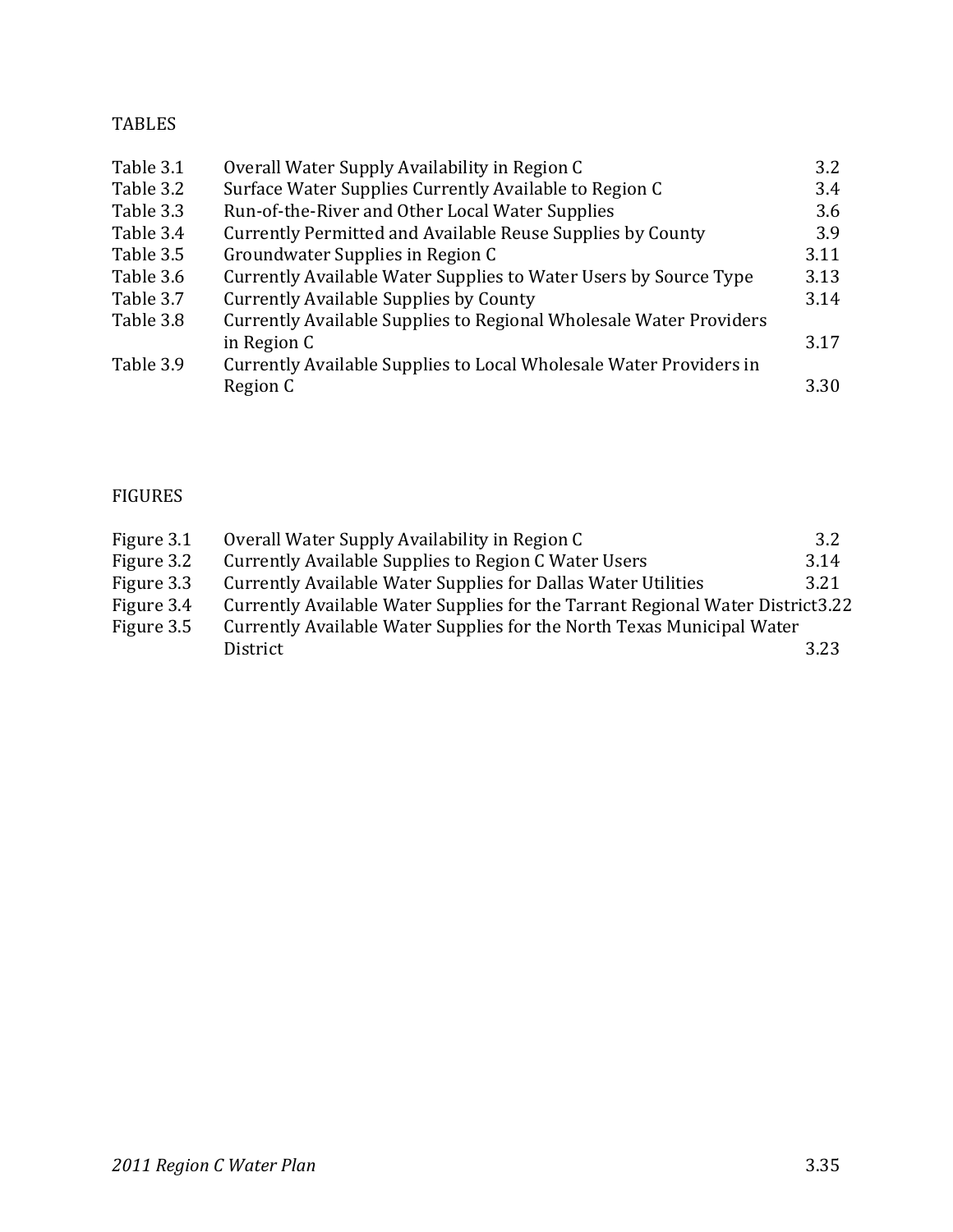TABLES

| | | |
|---|---|---|
| Table 3.1 | Overall Water Supply Availability in Region C | 3.2 |
| Table 3.2 | Surface Water Supplies Currently Available to Region C | 3.4 |
| Table 3.3 | Run-of-the-River and Other Local Water Supplies | 3.6 |
| Table 3.4 | Currently Permitted and Available Reuse Supplies by County | 3.9 |
| Table 3.5 | Groundwater Supplies in Region C | 3.11 |
| Table 3.6 | Currently Available Water Supplies to Water Users by Source Type | 3.13 |
| Table 3.7 | Currently Available Supplies by County | 3.14 |
| Table 3.8 | Currently Available Supplies to Regional Wholesale Water Providers in Region C | 3.17 |
| Table 3.9 | Currently Available Supplies to Local Wholesale Water Providers in Region C | 3.30 |

FIGURES

| | | |
|---|---|---|
| Figure 3.1 | Overall Water Supply Availability in Region C | 3.2 |
| Figure 3.2 | Currently Available Supplies to Region C Water Users | 3.14 |
| Figure 3.3 | Currently Available Water Supplies for Dallas Water Utilities | 3.21 |
| Figure 3.4 | Currently Available Water Supplies for the Tarrant Regional Water District | 3.22 |
| Figure 3.5 | Currently Available Water Supplies for the North Texas Municipal Water District | 3.23 |